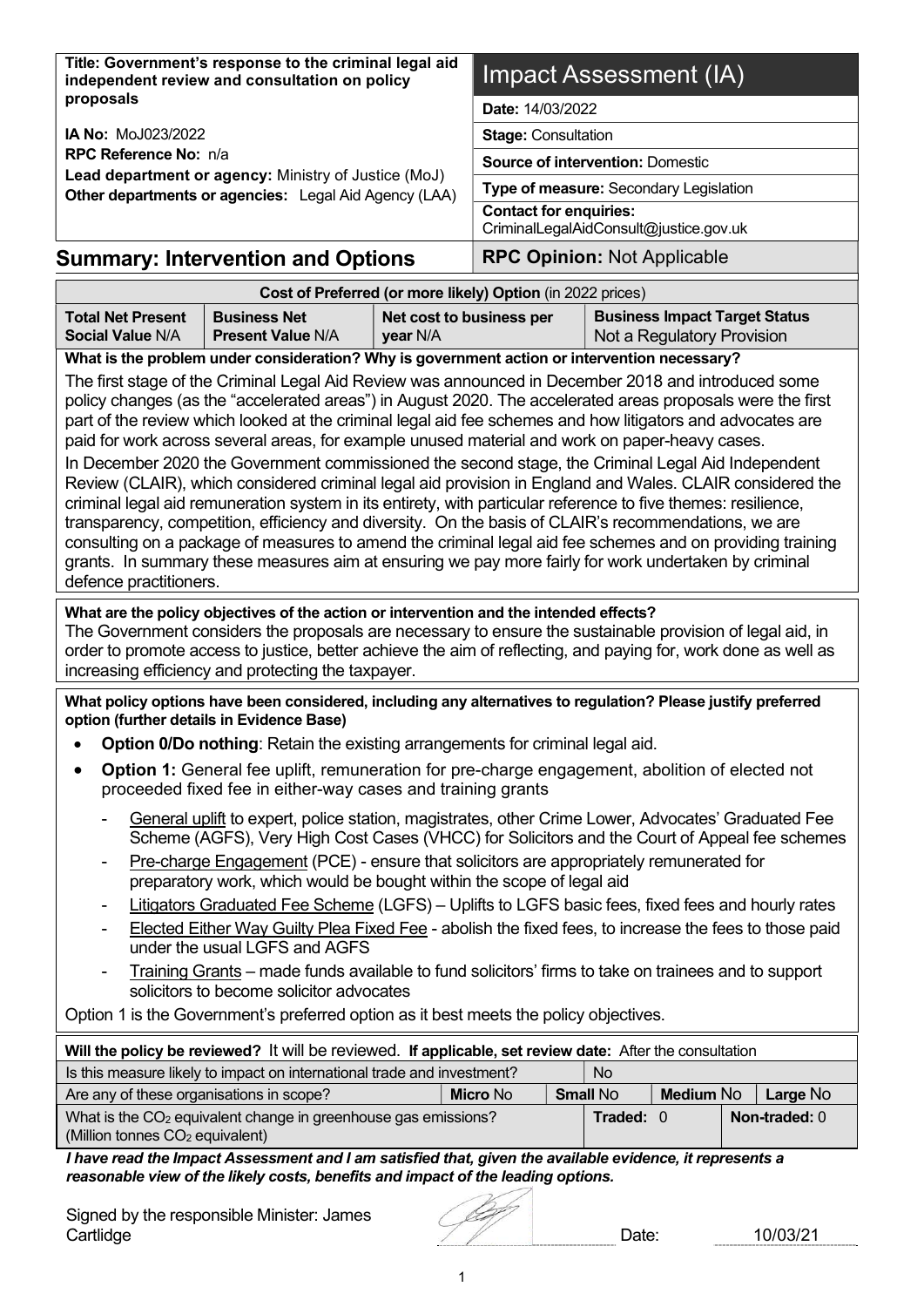| **Title: Government's response to the criminal legal aid independent review and consultation on policy proposals** | **Impact Assessment (IA)** |
|---|---|
| **IA No:** MoJ023/2022 | **Date:** 14/03/2022 |
| **RPC Reference No:** n/a | **Stage:** Consultation |
| **Lead department or agency:** Ministry of Justice (MoJ) | **Source of intervention:** Domestic |
| **Other departments or agencies:** Legal Aid Agency (LAA) | **Type of measure:** Secondary Legislation |
| | **Contact for enquiries:** CriminalLegalAidConsult@justice.gov.uk |

## Summary: Intervention and Options

**RPC Opinion:** Not Applicable

| **Cost of Preferred (or more likely) Option** (in 2022 prices) | | | |
|---|---|---|---|
| **Total Net Present Social Value** N/A | **Business Net Present Value** N/A | **Net cost to business per year** N/A | **Business Impact Target Status** Not a Regulatory Provision |

**What is the problem under consideration? Why is government action or intervention necessary?**

The first stage of the Criminal Legal Aid Review was announced in December 2018 and introduced some policy changes (as the "accelerated areas") in August 2020. The accelerated areas proposals were the first part of the review which looked at the criminal legal aid fee schemes and how litigators and advocates are paid for work across several areas, for example unused material and work on paper-heavy cases.

In December 2020 the Government commissioned the second stage, the Criminal Legal Aid Independent Review (CLAIR), which considered criminal legal aid provision in England and Wales. CLAIR considered the criminal legal aid remuneration system in its entirety, with particular reference to five themes: resilience, transparency, competition, efficiency and diversity. On the basis of CLAIR's recommendations, we are consulting on a package of measures to amend the criminal legal aid fee schemes and on providing training grants. In summary these measures aim at ensuring we pay more fairly for work undertaken by criminal defence practitioners.

**What are the policy objectives of the action or intervention and the intended effects?**

The Government considers the proposals are necessary to ensure the sustainable provision of legal aid, in order to promote access to justice, better achieve the aim of reflecting, and paying for, work done as well as increasing efficiency and protecting the taxpayer.

**What policy options have been considered, including any alternatives to regulation? Please justify preferred option (further details in Evidence Base)**

- **Option 0/Do nothing**: Retain the existing arrangements for criminal legal aid.
- **Option 1:** General fee uplift, remuneration for pre-charge engagement, abolition of elected not proceeded fixed fee in either-way cases and training grants
  - General uplift to expert, police station, magistrates, other Crime Lower, Advocates' Graduated Fee Scheme (AGFS), Very High Cost Cases (VHCC) for Solicitors and the Court of Appeal fee schemes
  - Pre-charge Engagement (PCE) - ensure that solicitors are appropriately remunerated for preparatory work, which would be bought within the scope of legal aid
  - Litigators Graduated Fee Scheme (LGFS) – Uplifts to LGFS basic fees, fixed fees and hourly rates
  - Elected Either Way Guilty Plea Fixed Fee - abolish the fixed fees, to increase the fees to those paid under the usual LGFS and AGFS
  - Training Grants – made funds available to fund solicitors' firms to take on trainees and to support solicitors to become solicitor advocates

Option 1 is the Government's preferred option as it best meets the policy objectives.

| **Will the policy be reviewed?** It will be reviewed. **If applicable, set review date:** After the consultation | | | | | |
|---|---|---|---|---|---|
| Is this measure likely to impact on international trade and investment? | | | No | | |
| Are any of these organisations in scope? | **Micro** No | **Small** No | | **Medium** No | **Large** No |
| What is the $CO_2$ equivalent change in greenhouse gas emissions? (Million tonnes $CO_2$ equivalent) | | | **Traded:** 0 | | **Non-traded:** 0 |

***I have read the Impact Assessment and I am satisfied that, given the available evidence, it represents a reasonable view of the likely costs, benefits and impact of the leading options.***

Signed by the responsible Minister: James Cartlidge  Date: 10/03/21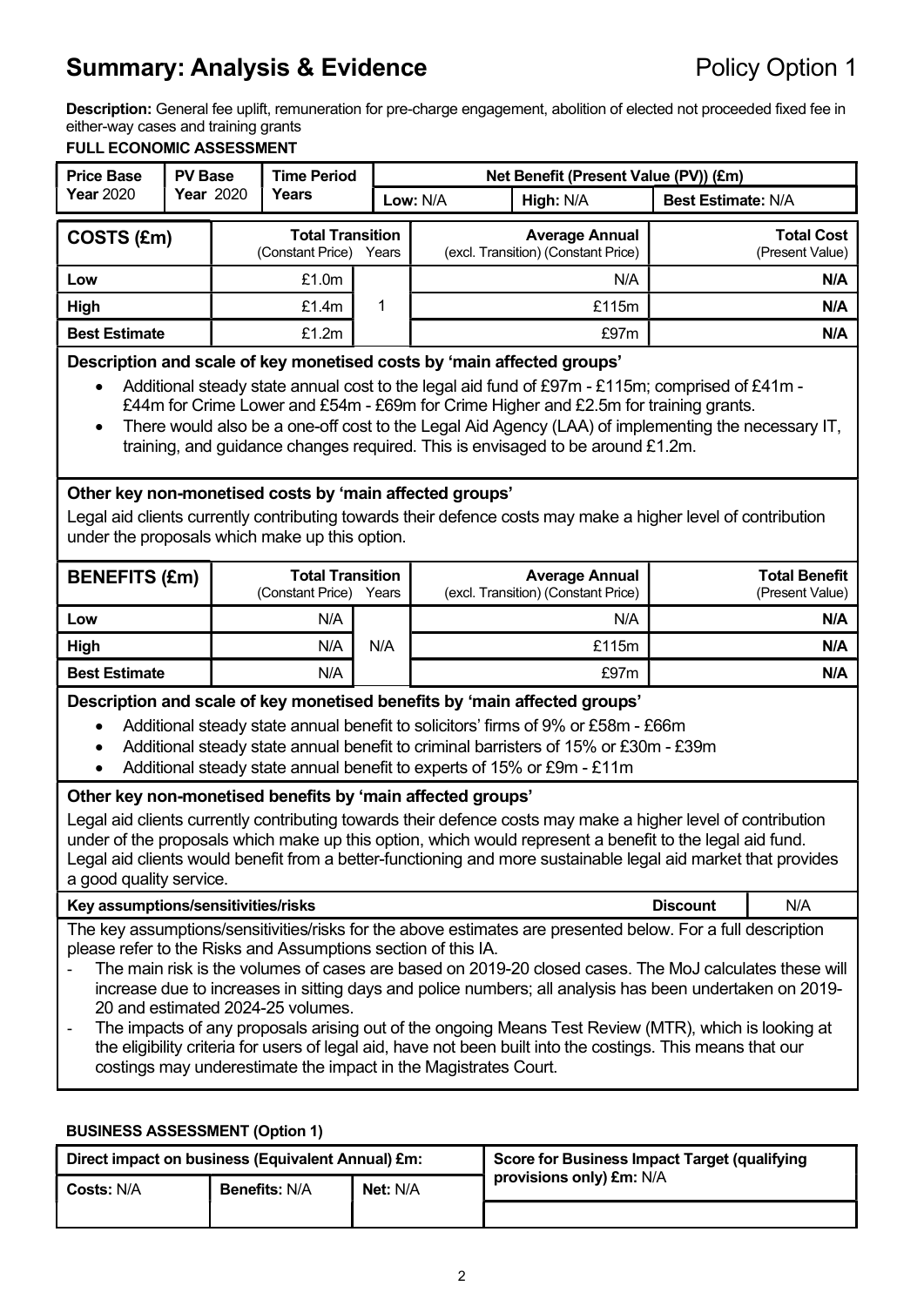## Summary: Analysis & Evidence

Policy Option 1

**Description:** General fee uplift, remuneration for pre-charge engagement, abolition of elected not proceeded fixed fee in either-way cases and training grants

**FULL ECONOMIC ASSESSMENT**

| Price Base Year 2020 | PV Base Year 2020 | Time Period Years | Net Benefit (Present Value (PV)) (£m) | | |
|---|---|---|---|---|---|
| | | | Low: N/A | High: N/A | Best Estimate: N/A |

| COSTS (£m) | Total Transition (Constant Price) | Years | Average Annual (excl. Transition) (Constant Price) | Total Cost (Present Value) |
|---|---|---|---|---|
| Low | £1.0m | 1 | N/A | N/A |
| High | £1.4m | | £115m | N/A |
| Best Estimate | £1.2m | | £97m | N/A |

**Description and scale of key monetised costs by 'main affected groups'**

- Additional steady state annual cost to the legal aid fund of £97m - £115m; comprised of £41m - £44m for Crime Lower and £54m - £69m for Crime Higher and £2.5m for training grants.
- There would also be a one-off cost to the Legal Aid Agency (LAA) of implementing the necessary IT, training, and guidance changes required. This is envisaged to be around £1.2m.

**Other key non-monetised costs by 'main affected groups'**

Legal aid clients currently contributing towards their defence costs may make a higher level of contribution under the proposals which make up this option.

| BENEFITS (£m) | Total Transition (Constant Price) | Years | Average Annual (excl. Transition) (Constant Price) | Total Benefit (Present Value) |
|---|---|---|---|---|
| Low | N/A | N/A | N/A | N/A |
| High | N/A | | £115m | N/A |
| Best Estimate | N/A | | £97m | N/A |

**Description and scale of key monetised benefits by 'main affected groups'**

- Additional steady state annual benefit to solicitors' firms of 9% or £58m - £66m
- Additional steady state annual benefit to criminal barristers of 15% or £30m - £39m
- Additional steady state annual benefit to experts of 15% or £9m - £11m

**Other key non-monetised benefits by 'main affected groups'**

Legal aid clients currently contributing towards their defence costs may make a higher level of contribution under of the proposals which make up this option, which would represent a benefit to the legal aid fund. Legal aid clients would benefit from a better-functioning and more sustainable legal aid market that provides a good quality service.

**Key assumptions/sensitivities/risks** | **Discount** N/A

The key assumptions/sensitivities/risks for the above estimates are presented below. For a full description please refer to the Risks and Assumptions section of this IA.

- The main risk is the volumes of cases are based on 2019-20 closed cases. The MoJ calculates these will increase due to increases in sitting days and police numbers; all analysis has been undertaken on 2019-20 and estimated 2024-25 volumes.
- The impacts of any proposals arising out of the ongoing Means Test Review (MTR), which is looking at the eligibility criteria for users of legal aid, have not been built into the costings. This means that our costings may underestimate the impact in the Magistrates Court.

**BUSINESS ASSESSMENT (Option 1)**

| Direct impact on business (Equivalent Annual) £m: | | | Score for Business Impact Target (qualifying provisions only) £m: N/A |
|---|---|---|---|
| Costs: N/A | Benefits: N/A | Net: N/A | |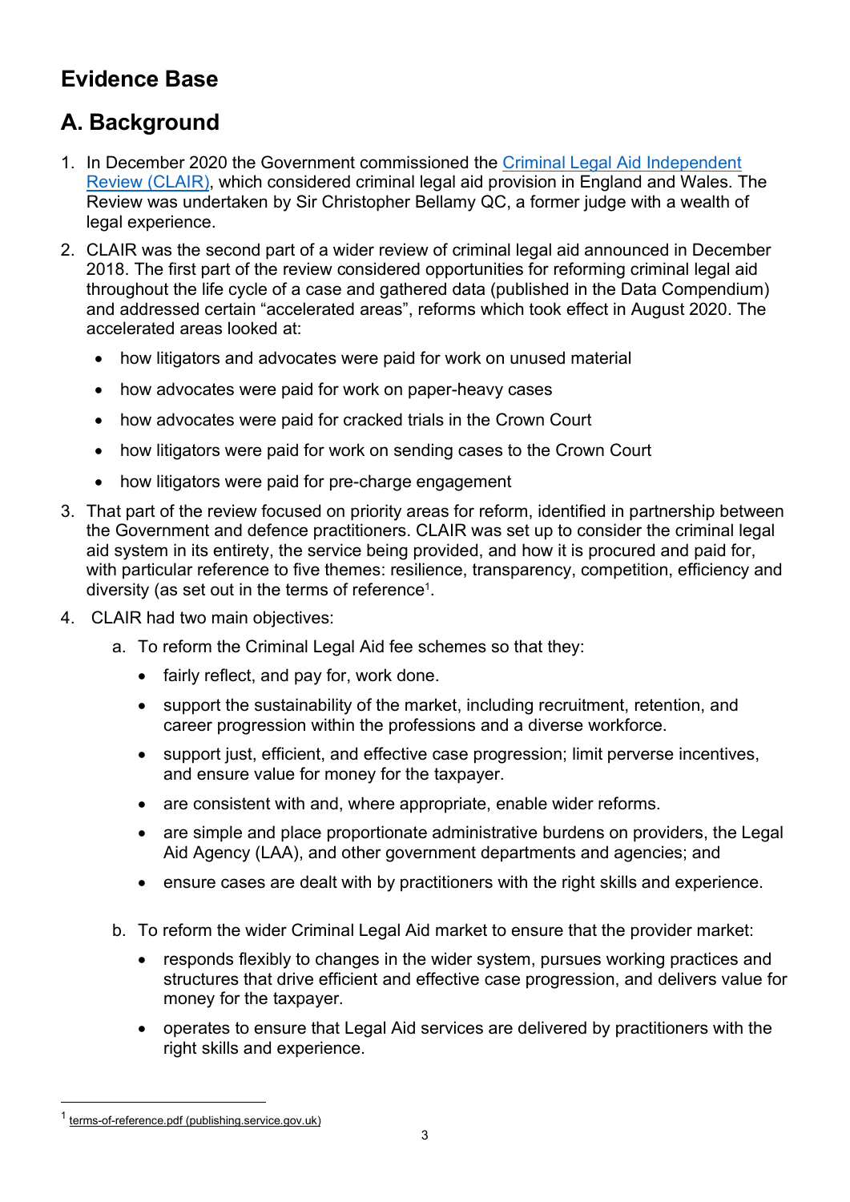# Evidence Base

## A. Background

1. In December 2020 the Government commissioned the [Criminal Legal Aid Independent Review (CLAIR)](), which considered criminal legal aid provision in England and Wales. The Review was undertaken by Sir Christopher Bellamy QC, a former judge with a wealth of legal experience.
2. CLAIR was the second part of a wider review of criminal legal aid announced in December 2018. The first part of the review considered opportunities for reforming criminal legal aid throughout the life cycle of a case and gathered data (published in the Data Compendium) and addressed certain "accelerated areas", reforms which took effect in August 2020. The accelerated areas looked at:
   - how litigators and advocates were paid for work on unused material
   - how advocates were paid for work on paper-heavy cases
   - how advocates were paid for cracked trials in the Crown Court
   - how litigators were paid for work on sending cases to the Crown Court
   - how litigators were paid for pre-charge engagement
3. That part of the review focused on priority areas for reform, identified in partnership between the Government and defence practitioners. CLAIR was set up to consider the criminal legal aid system in its entirety, the service being provided, and how it is procured and paid for, with particular reference to five themes: resilience, transparency, competition, efficiency and diversity (as set out in the terms of reference[1].
4. CLAIR had two main objectives:
   a. To reform the Criminal Legal Aid fee schemes so that they:
      - fairly reflect, and pay for, work done.
      - support the sustainability of the market, including recruitment, retention, and career progression within the professions and a diverse workforce.
      - support just, efficient, and effective case progression; limit perverse incentives, and ensure value for money for the taxpayer.
      - are consistent with and, where appropriate, enable wider reforms.
      - are simple and place proportionate administrative burdens on providers, the Legal Aid Agency (LAA), and other government departments and agencies; and
      - ensure cases are dealt with by practitioners with the right skills and experience.

   b. To reform the wider Criminal Legal Aid market to ensure that the provider market:
      - responds flexibly to changes in the wider system, pursues working practices and structures that drive efficient and effective case progression, and delivers value for money for the taxpayer.
      - operates to ensure that Legal Aid services are delivered by practitioners with the right skills and experience.

[1] terms-of-reference.pdf (publishing.service.gov.uk)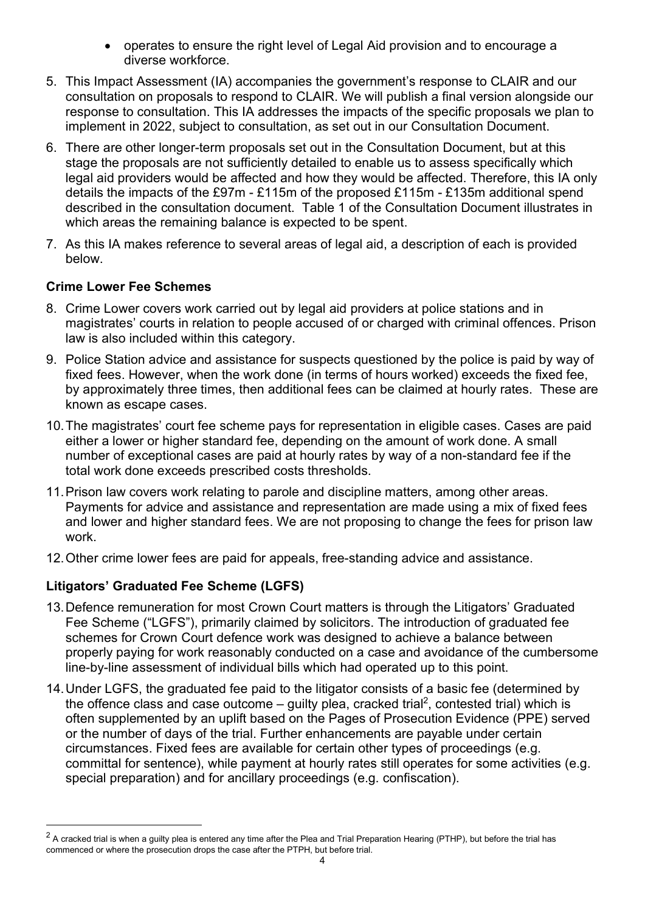- operates to ensure the right level of Legal Aid provision and to encourage a diverse workforce.

5. This Impact Assessment (IA) accompanies the government's response to CLAIR and our consultation on proposals to respond to CLAIR. We will publish a final version alongside our response to consultation. This IA addresses the impacts of the specific proposals we plan to implement in 2022, subject to consultation, as set out in our Consultation Document.

6. There are other longer-term proposals set out in the Consultation Document, but at this stage the proposals are not sufficiently detailed to enable us to assess specifically which legal aid providers would be affected and how they would be affected. Therefore, this IA only details the impacts of the £97m - £115m of the proposed £115m - £135m additional spend described in the consultation document. Table 1 of the Consultation Document illustrates in which areas the remaining balance is expected to be spent.

7. As this IA makes reference to several areas of legal aid, a description of each is provided below.

### Crime Lower Fee Schemes

8. Crime Lower covers work carried out by legal aid providers at police stations and in magistrates' courts in relation to people accused of or charged with criminal offences. Prison law is also included within this category.

9. Police Station advice and assistance for suspects questioned by the police is paid by way of fixed fees. However, when the work done (in terms of hours worked) exceeds the fixed fee, by approximately three times, then additional fees can be claimed at hourly rates. These are known as escape cases.

10. The magistrates' court fee scheme pays for representation in eligible cases. Cases are paid either a lower or higher standard fee, depending on the amount of work done. A small number of exceptional cases are paid at hourly rates by way of a non-standard fee if the total work done exceeds prescribed costs thresholds.

11. Prison law covers work relating to parole and discipline matters, among other areas. Payments for advice and assistance and representation are made using a mix of fixed fees and lower and higher standard fees. We are not proposing to change the fees for prison law work.

12. Other crime lower fees are paid for appeals, free-standing advice and assistance.

### Litigators' Graduated Fee Scheme (LGFS)

13. Defence remuneration for most Crown Court matters is through the Litigators' Graduated Fee Scheme ("LGFS"), primarily claimed by solicitors. The introduction of graduated fee schemes for Crown Court defence work was designed to achieve a balance between properly paying for work reasonably conducted on a case and avoidance of the cumbersome line-by-line assessment of individual bills which had operated up to this point.

14. Under LGFS, the graduated fee paid to the litigator consists of a basic fee (determined by the offence class and case outcome – guilty plea, cracked trial[2], contested trial) which is often supplemented by an uplift based on the Pages of Prosecution Evidence (PPE) served or the number of days of the trial. Further enhancements are payable under certain circumstances. Fixed fees are available for certain other types of proceedings (e.g. committal for sentence), while payment at hourly rates still operates for some activities (e.g. special preparation) and for ancillary proceedings (e.g. confiscation).

[2] A cracked trial is when a guilty plea is entered any time after the Plea and Trial Preparation Hearing (PTHP), but before the trial has commenced or where the prosecution drops the case after the PTPH, but before trial.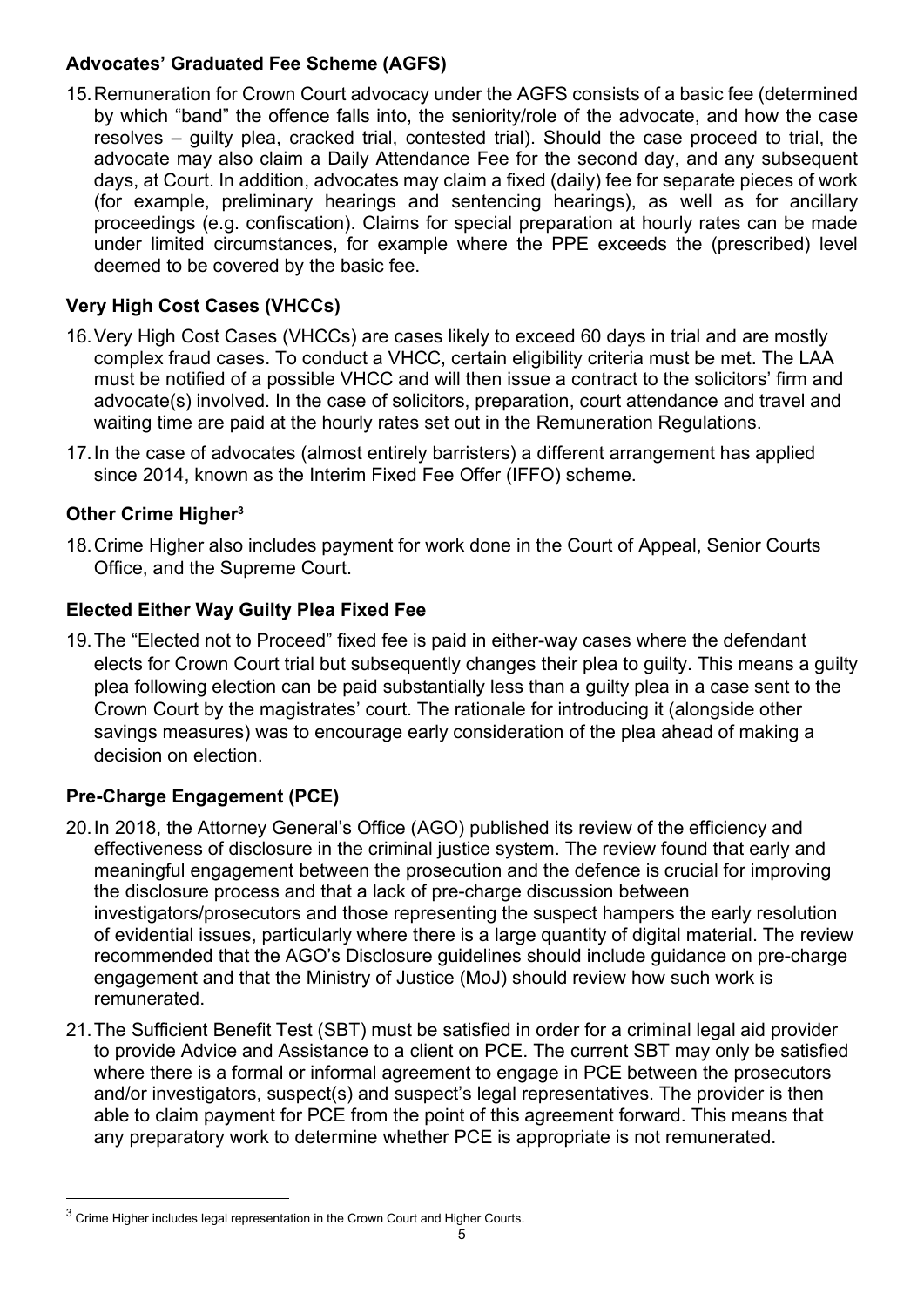### Advocates' Graduated Fee Scheme (AGFS)

15. Remuneration for Crown Court advocacy under the AGFS consists of a basic fee (determined by which "band" the offence falls into, the seniority/role of the advocate, and how the case resolves – guilty plea, cracked trial, contested trial). Should the case proceed to trial, the advocate may also claim a Daily Attendance Fee for the second day, and any subsequent days, at Court. In addition, advocates may claim a fixed (daily) fee for separate pieces of work (for example, preliminary hearings and sentencing hearings), as well as for ancillary proceedings (e.g. confiscation). Claims for special preparation at hourly rates can be made under limited circumstances, for example where the PPE exceeds the (prescribed) level deemed to be covered by the basic fee.

### Very High Cost Cases (VHCCs)

16. Very High Cost Cases (VHCCs) are cases likely to exceed 60 days in trial and are mostly complex fraud cases. To conduct a VHCC, certain eligibility criteria must be met. The LAA must be notified of a possible VHCC and will then issue a contract to the solicitors' firm and advocate(s) involved. In the case of solicitors, preparation, court attendance and travel and waiting time are paid at the hourly rates set out in the Remuneration Regulations.

17. In the case of advocates (almost entirely barristers) a different arrangement has applied since 2014, known as the Interim Fixed Fee Offer (IFFO) scheme.

### Other Crime Higher[3]

18. Crime Higher also includes payment for work done in the Court of Appeal, Senior Courts Office, and the Supreme Court.

### Elected Either Way Guilty Plea Fixed Fee

19. The "Elected not to Proceed" fixed fee is paid in either-way cases where the defendant elects for Crown Court trial but subsequently changes their plea to guilty. This means a guilty plea following election can be paid substantially less than a guilty plea in a case sent to the Crown Court by the magistrates' court. The rationale for introducing it (alongside other savings measures) was to encourage early consideration of the plea ahead of making a decision on election.

### Pre-Charge Engagement (PCE)

20. In 2018, the Attorney General's Office (AGO) published its review of the efficiency and effectiveness of disclosure in the criminal justice system. The review found that early and meaningful engagement between the prosecution and the defence is crucial for improving the disclosure process and that a lack of pre-charge discussion between investigators/prosecutors and those representing the suspect hampers the early resolution of evidential issues, particularly where there is a large quantity of digital material. The review recommended that the AGO's Disclosure guidelines should include guidance on pre-charge engagement and that the Ministry of Justice (MoJ) should review how such work is remunerated.

21. The Sufficient Benefit Test (SBT) must be satisfied in order for a criminal legal aid provider to provide Advice and Assistance to a client on PCE. The current SBT may only be satisfied where there is a formal or informal agreement to engage in PCE between the prosecutors and/or investigators, suspect(s) and suspect's legal representatives. The provider is then able to claim payment for PCE from the point of this agreement forward. This means that any preparatory work to determine whether PCE is appropriate is not remunerated.

[3] Crime Higher includes legal representation in the Crown Court and Higher Courts.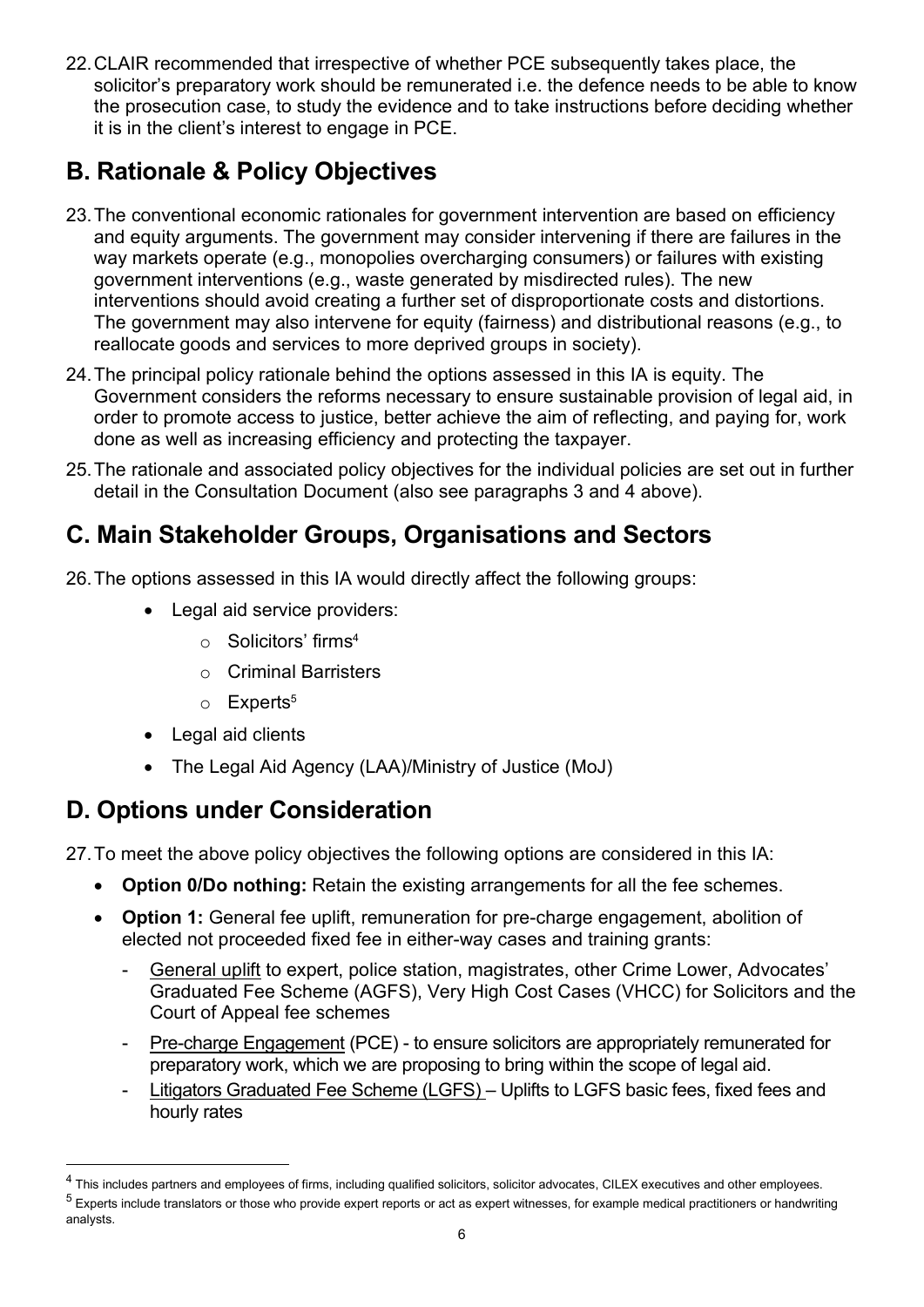22. CLAIR recommended that irrespective of whether PCE subsequently takes place, the solicitor's preparatory work should be remunerated i.e. the defence needs to be able to know the prosecution case, to study the evidence and to take instructions before deciding whether it is in the client's interest to engage in PCE.

## B. Rationale & Policy Objectives

23. The conventional economic rationales for government intervention are based on efficiency and equity arguments. The government may consider intervening if there are failures in the way markets operate (e.g., monopolies overcharging consumers) or failures with existing government interventions (e.g., waste generated by misdirected rules). The new interventions should avoid creating a further set of disproportionate costs and distortions. The government may also intervene for equity (fairness) and distributional reasons (e.g., to reallocate goods and services to more deprived groups in society).

24. The principal policy rationale behind the options assessed in this IA is equity. The Government considers the reforms necessary to ensure sustainable provision of legal aid, in order to promote access to justice, better achieve the aim of reflecting, and paying for, work done as well as increasing efficiency and protecting the taxpayer.

25. The rationale and associated policy objectives for the individual policies are set out in further detail in the Consultation Document (also see paragraphs 3 and 4 above).

## C. Main Stakeholder Groups, Organisations and Sectors

26. The options assessed in this IA would directly affect the following groups:
    - Legal aid service providers:
        - Solicitors' firms[4]
        - Criminal Barristers
        - Experts[5]
    - Legal aid clients
    - The Legal Aid Agency (LAA)/Ministry of Justice (MoJ)

## D. Options under Consideration

27. To meet the above policy objectives the following options are considered in this IA:
    - **Option 0/Do nothing:** Retain the existing arrangements for all the fee schemes.
    - **Option 1:** General fee uplift, remuneration for pre-charge engagement, abolition of elected not proceeded fixed fee in either-way cases and training grants:
        - General uplift to expert, police station, magistrates, other Crime Lower, Advocates' Graduated Fee Scheme (AGFS), Very High Cost Cases (VHCC) for Solicitors and the Court of Appeal fee schemes
        - Pre-charge Engagement (PCE) - to ensure solicitors are appropriately remunerated for preparatory work, which we are proposing to bring within the scope of legal aid.
        - Litigators Graduated Fee Scheme (LGFS) – Uplifts to LGFS basic fees, fixed fees and hourly rates

[4] This includes partners and employees of firms, including qualified solicitors, solicitor advocates, CILEX executives and other employees.

[5] Experts include translators or those who provide expert reports or act as expert witnesses, for example medical practitioners or handwriting analysts.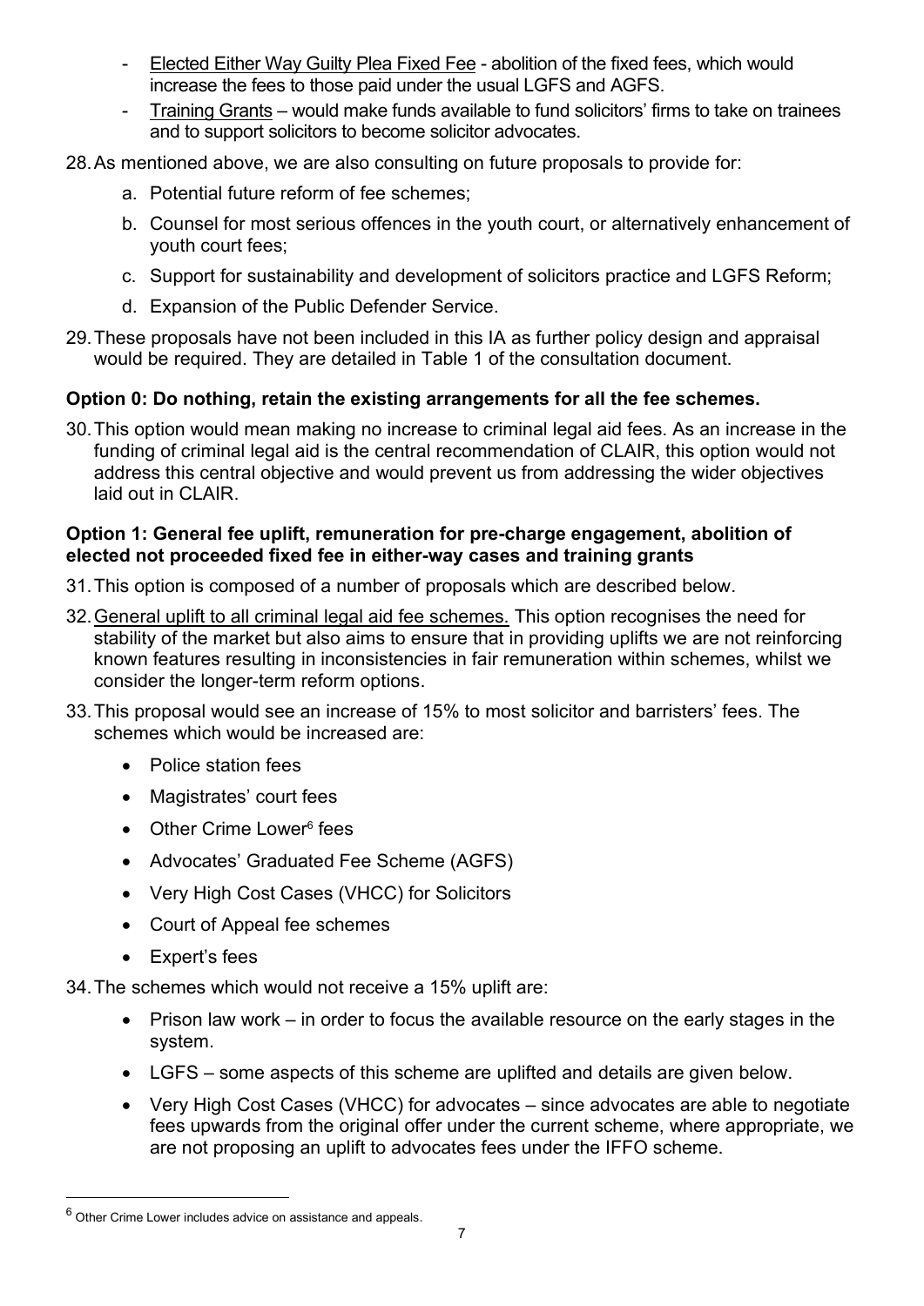- Elected Either Way Guilty Plea Fixed Fee - abolition of the fixed fees, which would increase the fees to those paid under the usual LGFS and AGFS.
- Training Grants – would make funds available to fund solicitors' firms to take on trainees and to support solicitors to become solicitor advocates.

28. As mentioned above, we are also consulting on future proposals to provide for:
    a. Potential future reform of fee schemes;
    b. Counsel for most serious offences in the youth court, or alternatively enhancement of youth court fees;
    c. Support for sustainability and development of solicitors practice and LGFS Reform;
    d. Expansion of the Public Defender Service.

29. These proposals have not been included in this IA as further policy design and appraisal would be required. They are detailed in Table 1 of the consultation document.

**Option 0: Do nothing, retain the existing arrangements for all the fee schemes.**

30. This option would mean making no increase to criminal legal aid fees. As an increase in the funding of criminal legal aid is the central recommendation of CLAIR, this option would not address this central objective and would prevent us from addressing the wider objectives laid out in CLAIR.

**Option 1: General fee uplift, remuneration for pre-charge engagement, abolition of elected not proceeded fixed fee in either-way cases and training grants**

31. This option is composed of a number of proposals which are described below.

32. General uplift to all criminal legal aid fee schemes. This option recognises the need for stability of the market but also aims to ensure that in providing uplifts we are not reinforcing known features resulting in inconsistencies in fair remuneration within schemes, whilst we consider the longer-term reform options.

33. This proposal would see an increase of 15% to most solicitor and barristers' fees. The schemes which would be increased are:
    - Police station fees
    - Magistrates' court fees
    - Other Crime Lower[6] fees
    - Advocates' Graduated Fee Scheme (AGFS)
    - Very High Cost Cases (VHCC) for Solicitors
    - Court of Appeal fee schemes
    - Expert's fees

34. The schemes which would not receive a 15% uplift are:
    - Prison law work – in order to focus the available resource on the early stages in the system.
    - LGFS – some aspects of this scheme are uplifted and details are given below.
    - Very High Cost Cases (VHCC) for advocates – since advocates are able to negotiate fees upwards from the original offer under the current scheme, where appropriate, we are not proposing an uplift to advocates fees under the IFFO scheme.

[6] Other Crime Lower includes advice on assistance and appeals.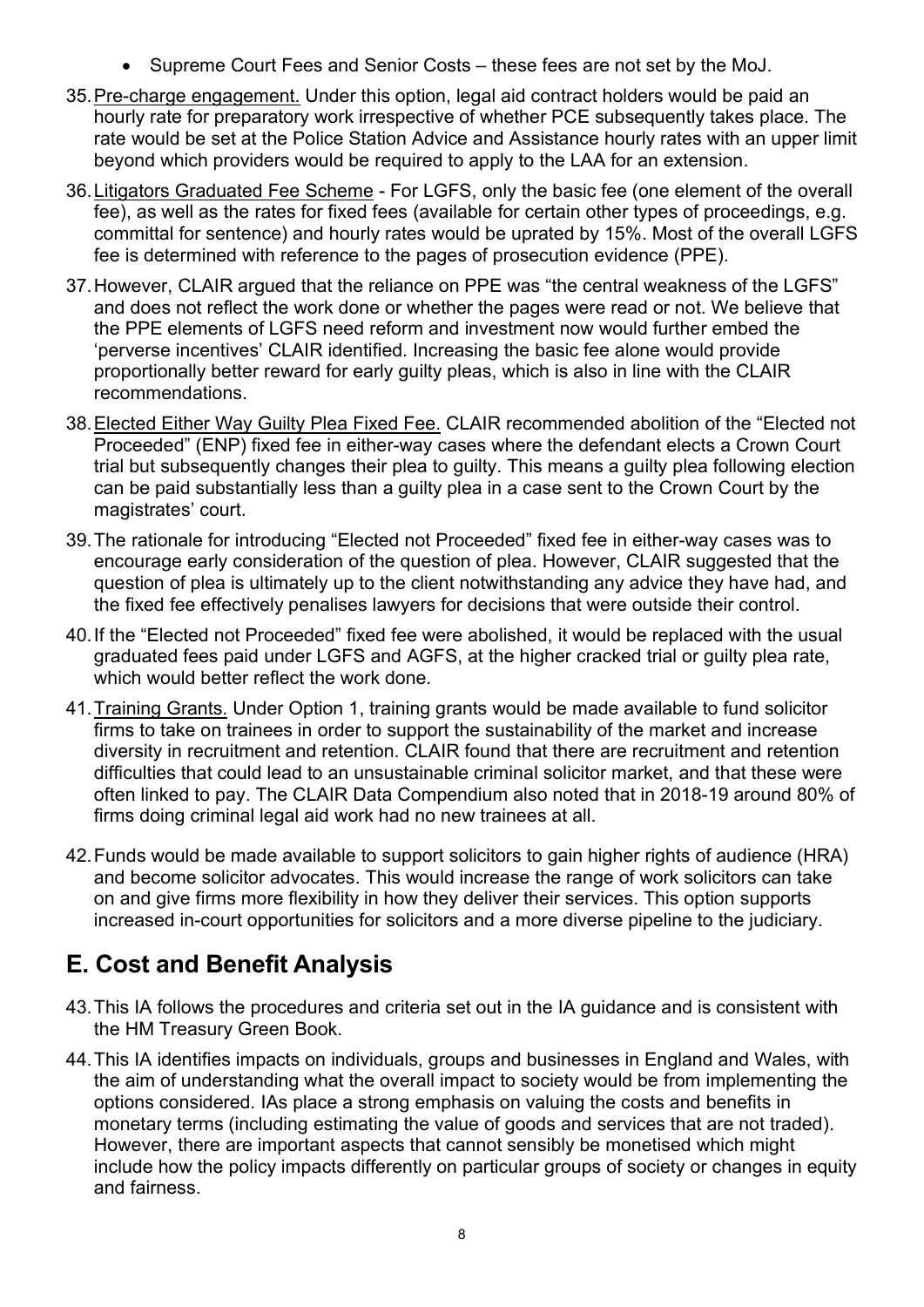- Supreme Court Fees and Senior Costs – these fees are not set by the MoJ.

35. Pre-charge engagement. Under this option, legal aid contract holders would be paid an hourly rate for preparatory work irrespective of whether PCE subsequently takes place. The rate would be set at the Police Station Advice and Assistance hourly rates with an upper limit beyond which providers would be required to apply to the LAA for an extension.

36. Litigators Graduated Fee Scheme - For LGFS, only the basic fee (one element of the overall fee), as well as the rates for fixed fees (available for certain other types of proceedings, e.g. committal for sentence) and hourly rates would be uprated by 15%. Most of the overall LGFS fee is determined with reference to the pages of prosecution evidence (PPE).

37. However, CLAIR argued that the reliance on PPE was "the central weakness of the LGFS" and does not reflect the work done or whether the pages were read or not. We believe that the PPE elements of LGFS need reform and investment now would further embed the 'perverse incentives' CLAIR identified. Increasing the basic fee alone would provide proportionally better reward for early guilty pleas, which is also in line with the CLAIR recommendations.

38. Elected Either Way Guilty Plea Fixed Fee. CLAIR recommended abolition of the "Elected not Proceeded" (ENP) fixed fee in either-way cases where the defendant elects a Crown Court trial but subsequently changes their plea to guilty. This means a guilty plea following election can be paid substantially less than a guilty plea in a case sent to the Crown Court by the magistrates' court.

39. The rationale for introducing "Elected not Proceeded" fixed fee in either-way cases was to encourage early consideration of the question of plea. However, CLAIR suggested that the question of plea is ultimately up to the client notwithstanding any advice they have had, and the fixed fee effectively penalises lawyers for decisions that were outside their control.

40. If the "Elected not Proceeded" fixed fee were abolished, it would be replaced with the usual graduated fees paid under LGFS and AGFS, at the higher cracked trial or guilty plea rate, which would better reflect the work done.

41. Training Grants. Under Option 1, training grants would be made available to fund solicitor firms to take on trainees in order to support the sustainability of the market and increase diversity in recruitment and retention. CLAIR found that there are recruitment and retention difficulties that could lead to an unsustainable criminal solicitor market, and that these were often linked to pay. The CLAIR Data Compendium also noted that in 2018-19 around 80% of firms doing criminal legal aid work had no new trainees at all.

42. Funds would be made available to support solicitors to gain higher rights of audience (HRA) and become solicitor advocates. This would increase the range of work solicitors can take on and give firms more flexibility in how they deliver their services. This option supports increased in-court opportunities for solicitors and a more diverse pipeline to the judiciary.

## E. Cost and Benefit Analysis

43. This IA follows the procedures and criteria set out in the IA guidance and is consistent with the HM Treasury Green Book.

44. This IA identifies impacts on individuals, groups and businesses in England and Wales, with the aim of understanding what the overall impact to society would be from implementing the options considered. IAs place a strong emphasis on valuing the costs and benefits in monetary terms (including estimating the value of goods and services that are not traded). However, there are important aspects that cannot sensibly be monetised which might include how the policy impacts differently on particular groups of society or changes in equity and fairness.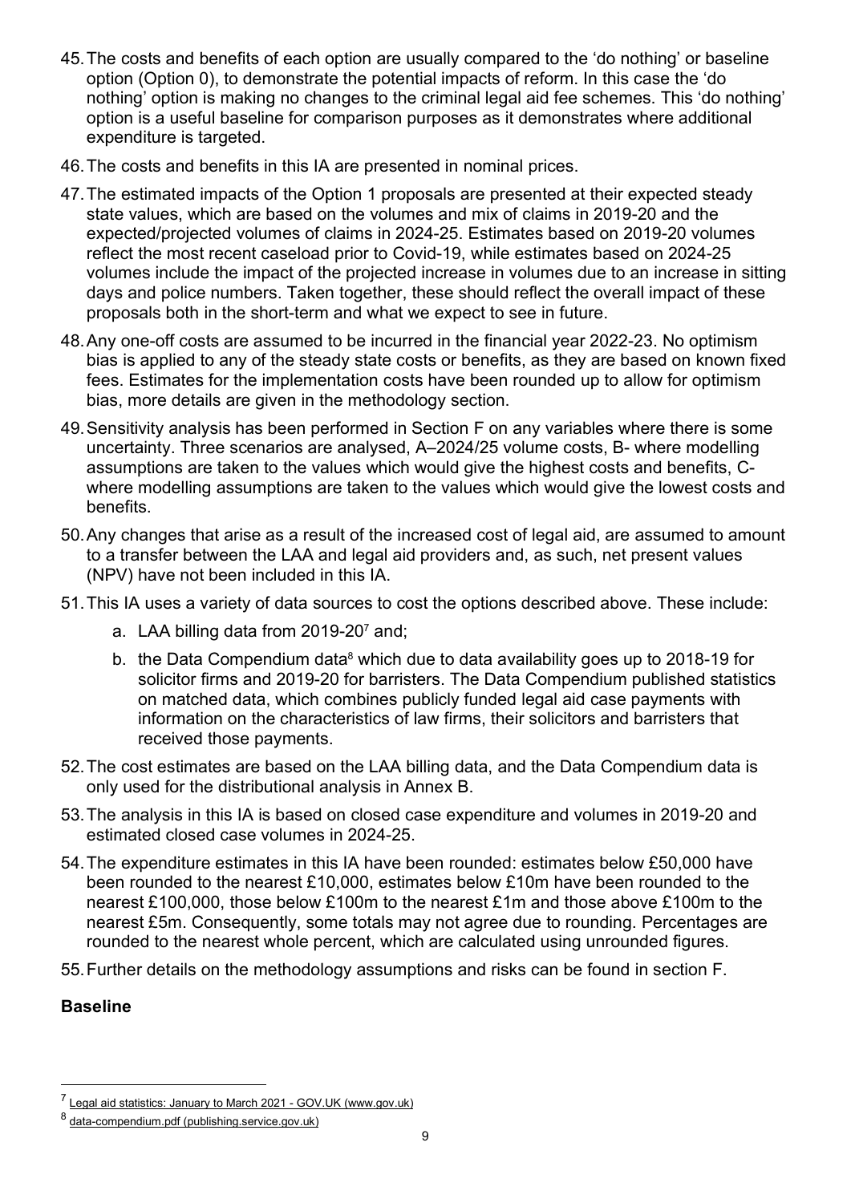45. The costs and benefits of each option are usually compared to the 'do nothing' or baseline option (Option 0), to demonstrate the potential impacts of reform. In this case the 'do nothing' option is making no changes to the criminal legal aid fee schemes. This 'do nothing' option is a useful baseline for comparison purposes as it demonstrates where additional expenditure is targeted.

46. The costs and benefits in this IA are presented in nominal prices.

47. The estimated impacts of the Option 1 proposals are presented at their expected steady state values, which are based on the volumes and mix of claims in 2019-20 and the expected/projected volumes of claims in 2024-25. Estimates based on 2019-20 volumes reflect the most recent caseload prior to Covid-19, while estimates based on 2024-25 volumes include the impact of the projected increase in volumes due to an increase in sitting days and police numbers. Taken together, these should reflect the overall impact of these proposals both in the short-term and what we expect to see in future.

48. Any one-off costs are assumed to be incurred in the financial year 2022-23. No optimism bias is applied to any of the steady state costs or benefits, as they are based on known fixed fees. Estimates for the implementation costs have been rounded up to allow for optimism bias, more details are given in the methodology section.

49. Sensitivity analysis has been performed in Section F on any variables where there is some uncertainty. Three scenarios are analysed, A–2024/25 volume costs, B- where modelling assumptions are taken to the values which would give the highest costs and benefits, C- where modelling assumptions are taken to the values which would give the lowest costs and benefits.

50. Any changes that arise as a result of the increased cost of legal aid, are assumed to amount to a transfer between the LAA and legal aid providers and, as such, net present values (NPV) have not been included in this IA.

51. This IA uses a variety of data sources to cost the options described above. These include:

    a. LAA billing data from 2019-20[7] and;

    b. the Data Compendium data[8] which due to data availability goes up to 2018-19 for solicitor firms and 2019-20 for barristers. The Data Compendium published statistics on matched data, which combines publicly funded legal aid case payments with information on the characteristics of law firms, their solicitors and barristers that received those payments.

52. The cost estimates are based on the LAA billing data, and the Data Compendium data is only used for the distributional analysis in Annex B.

53. The analysis in this IA is based on closed case expenditure and volumes in 2019-20 and estimated closed case volumes in 2024-25.

54. The expenditure estimates in this IA have been rounded: estimates below £50,000 have been rounded to the nearest £10,000, estimates below £10m have been rounded to the nearest £100,000, those below £100m to the nearest £1m and those above £100m to the nearest £5m. Consequently, some totals may not agree due to rounding. Percentages are rounded to the nearest whole percent, which are calculated using unrounded figures.

55. Further details on the methodology assumptions and risks can be found in section F.

**Baseline**

[7] Legal aid statistics: January to March 2021 - GOV.UK (www.gov.uk)

[8] data-compendium.pdf (publishing.service.gov.uk)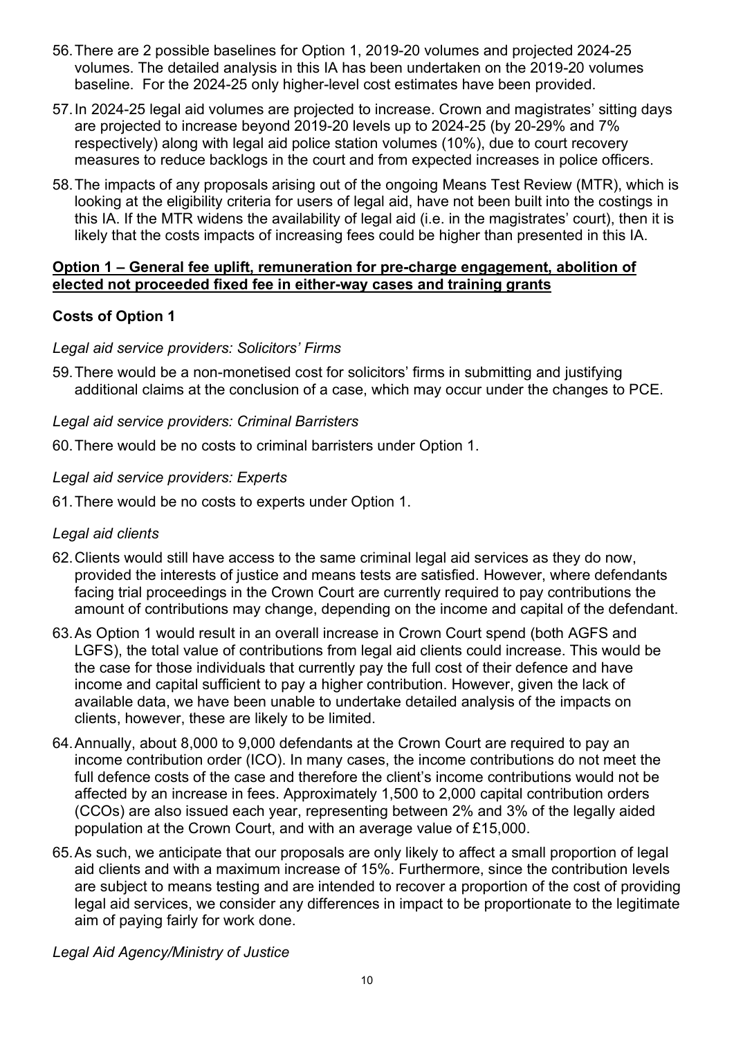56. There are 2 possible baselines for Option 1, 2019-20 volumes and projected 2024-25 volumes. The detailed analysis in this IA has been undertaken on the 2019-20 volumes baseline. For the 2024-25 only higher-level cost estimates have been provided.

57. In 2024-25 legal aid volumes are projected to increase. Crown and magistrates' sitting days are projected to increase beyond 2019-20 levels up to 2024-25 (by 20-29% and 7% respectively) along with legal aid police station volumes (10%), due to court recovery measures to reduce backlogs in the court and from expected increases in police officers.

58. The impacts of any proposals arising out of the ongoing Means Test Review (MTR), which is looking at the eligibility criteria for users of legal aid, have not been built into the costings in this IA. If the MTR widens the availability of legal aid (i.e. in the magistrates' court), then it is likely that the costs impacts of increasing fees could be higher than presented in this IA.

**Option 1 – General fee uplift, remuneration for pre-charge engagement, abolition of elected not proceeded fixed fee in either-way cases and training grants**

**Costs of Option 1**

*Legal aid service providers: Solicitors' Firms*

59. There would be a non-monetised cost for solicitors' firms in submitting and justifying additional claims at the conclusion of a case, which may occur under the changes to PCE.

*Legal aid service providers: Criminal Barristers*

60. There would be no costs to criminal barristers under Option 1.

*Legal aid service providers: Experts*

61. There would be no costs to experts under Option 1.

*Legal aid clients*

62. Clients would still have access to the same criminal legal aid services as they do now, provided the interests of justice and means tests are satisfied. However, where defendants facing trial proceedings in the Crown Court are currently required to pay contributions the amount of contributions may change, depending on the income and capital of the defendant.

63. As Option 1 would result in an overall increase in Crown Court spend (both AGFS and LGFS), the total value of contributions from legal aid clients could increase. This would be the case for those individuals that currently pay the full cost of their defence and have income and capital sufficient to pay a higher contribution. However, given the lack of available data, we have been unable to undertake detailed analysis of the impacts on clients, however, these are likely to be limited.

64. Annually, about 8,000 to 9,000 defendants at the Crown Court are required to pay an income contribution order (ICO). In many cases, the income contributions do not meet the full defence costs of the case and therefore the client's income contributions would not be affected by an increase in fees. Approximately 1,500 to 2,000 capital contribution orders (CCOs) are also issued each year, representing between 2% and 3% of the legally aided population at the Crown Court, and with an average value of £15,000.

65. As such, we anticipate that our proposals are only likely to affect a small proportion of legal aid clients and with a maximum increase of 15%. Furthermore, since the contribution levels are subject to means testing and are intended to recover a proportion of the cost of providing legal aid services, we consider any differences in impact to be proportionate to the legitimate aim of paying fairly for work done.

*Legal Aid Agency/Ministry of Justice*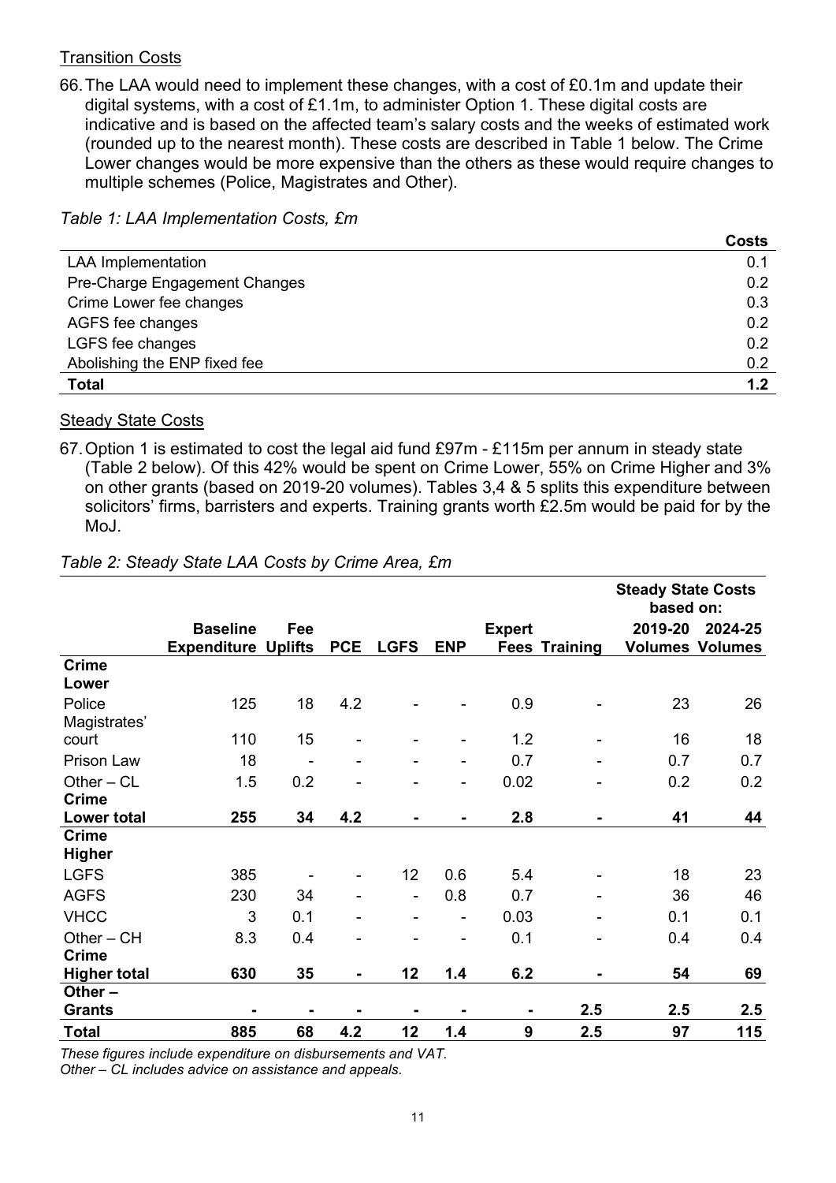Transition Costs

66. The LAA would need to implement these changes, with a cost of £0.1m and update their digital systems, with a cost of £1.1m, to administer Option 1. These digital costs are indicative and is based on the affected team's salary costs and the weeks of estimated work (rounded up to the nearest month). These costs are described in Table 1 below. The Crime Lower changes would be more expensive than the others as these would require changes to multiple schemes (Police, Magistrates and Other).

*Table 1: LAA Implementation Costs, £m*

| | Costs |
|---|---|
| LAA Implementation | 0.1 |
| Pre-Charge Engagement Changes | 0.2 |
| Crime Lower fee changes | 0.3 |
| AGFS fee changes | 0.2 |
| LGFS fee changes | 0.2 |
| Abolishing the ENP fixed fee | 0.2 |
| **Total** | **1.2** |

Steady State Costs

67. Option 1 is estimated to cost the legal aid fund £97m - £115m per annum in steady state (Table 2 below). Of this 42% would be spent on Crime Lower, 55% on Crime Higher and 3% on other grants (based on 2019-20 volumes). Tables 3,4 & 5 splits this expenditure between solicitors' firms, barristers and experts. Training grants worth £2.5m would be paid for by the MoJ.

*Table 2: Steady State LAA Costs by Crime Area, £m*

| | Baseline Expenditure | Fee Uplifts | PCE | LGFS | ENP | Expert Fees | Training | Steady State Costs based on: 2019-20 Volumes | 2024-25 Volumes |
|---|---|---|---|---|---|---|---|---|---|
| **Crime Lower** | | | | | | | | | |
| Police | 125 | 18 | 4.2 | - | - | 0.9 | - | 23 | 26 |
| Magistrates' court | 110 | 15 | - | - | - | 1.2 | - | 16 | 18 |
| Prison Law | 18 | - | - | - | - | 0.7 | - | 0.7 | 0.7 |
| Other – CL | 1.5 | 0.2 | - | - | - | 0.02 | - | 0.2 | 0.2 |
| **Crime Lower total** | **255** | **34** | **4.2** | **-** | **-** | **2.8** | **-** | **41** | **44** |
| **Crime Higher** | | | | | | | | | |
| LGFS | 385 | - | - | 12 | 0.6 | 5.4 | - | 18 | 23 |
| AGFS | 230 | 34 | - | - | 0.8 | 0.7 | - | 36 | 46 |
| VHCC | 3 | 0.1 | - | - | - | 0.03 | - | 0.1 | 0.1 |
| Other – CH | 8.3 | 0.4 | - | - | - | 0.1 | - | 0.4 | 0.4 |
| **Crime Higher total** | **630** | **35** | **-** | **12** | **1.4** | **6.2** | **-** | **54** | **69** |
| **Other – Grants** | **-** | **-** | **-** | **-** | **-** | **-** | **2.5** | **2.5** | **2.5** |
| **Total** | **885** | **68** | **4.2** | **12** | **1.4** | **9** | **2.5** | **97** | **115** |

*These figures include expenditure on disbursements and VAT.*
*Other – CL includes advice on assistance and appeals.*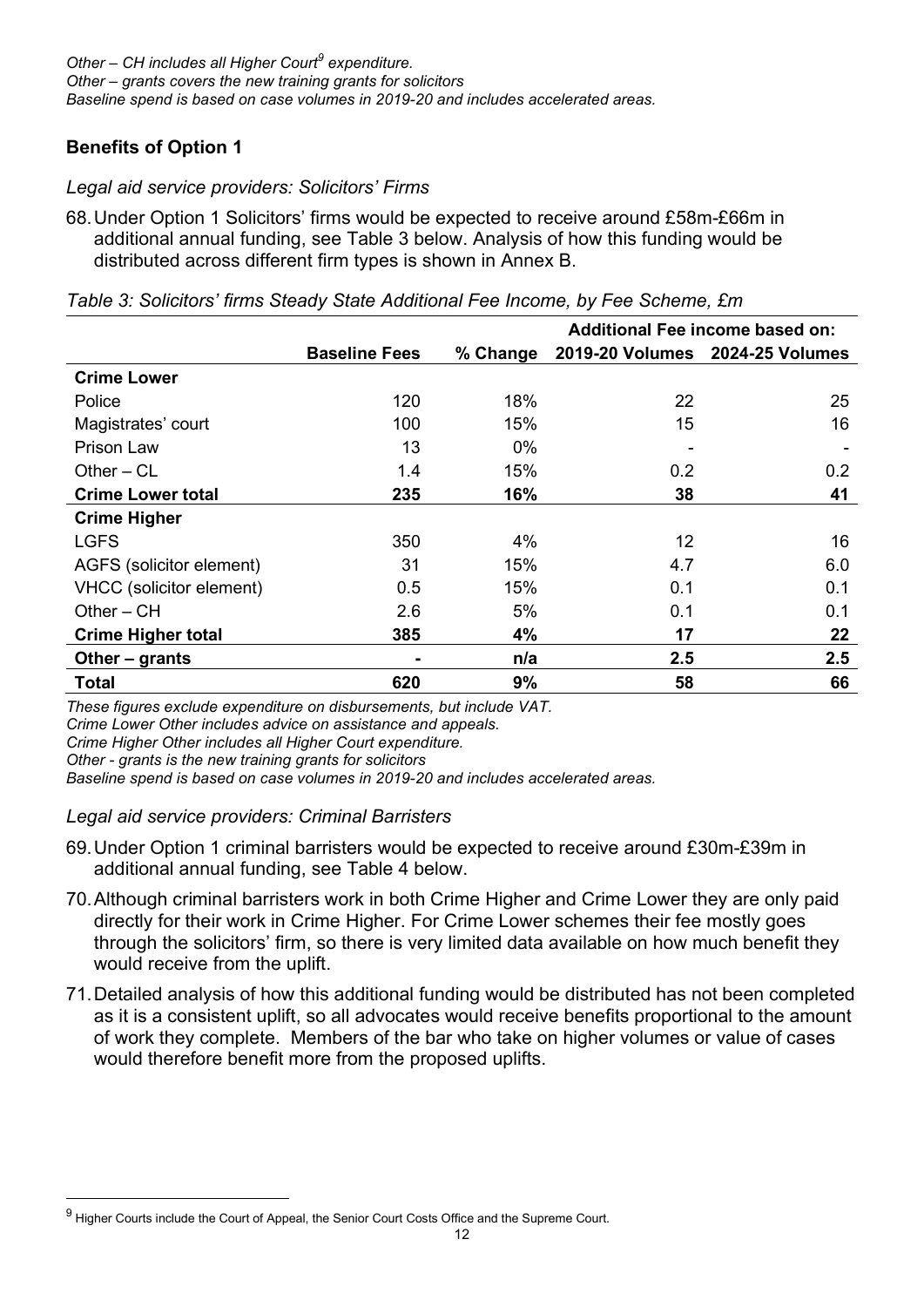*Other – CH includes all Higher Court[9] expenditure.*
*Other – grants covers the new training grants for solicitors*
*Baseline spend is based on case volumes in 2019-20 and includes accelerated areas.*

### Benefits of Option 1

*Legal aid service providers: Solicitors' Firms*

68. Under Option 1 Solicitors' firms would be expected to receive around £58m-£66m in additional annual funding, see Table 3 below. Analysis of how this funding would be distributed across different firm types is shown in Annex B.

*Table 3: Solicitors' firms Steady State Additional Fee Income, by Fee Scheme, £m*

| | | | Additional Fee income based on: | |
|---|---|---|---|---|
| | **Baseline Fees** | **% Change** | **2019-20 Volumes** | **2024-25 Volumes** |
| **Crime Lower** | | | | |
| Police | 120 | 18% | 22 | 25 |
| Magistrates' court | 100 | 15% | 15 | 16 |
| Prison Law | 13 | 0% | - | - |
| Other – CL | 1.4 | 15% | 0.2 | 0.2 |
| **Crime Lower total** | **235** | **16%** | **38** | **41** |
| **Crime Higher** | | | | |
| LGFS | 350 | 4% | 12 | 16 |
| AGFS (solicitor element) | 31 | 15% | 4.7 | 6.0 |
| VHCC (solicitor element) | 0.5 | 15% | 0.1 | 0.1 |
| Other – CH | 2.6 | 5% | 0.1 | 0.1 |
| **Crime Higher total** | **385** | **4%** | **17** | **22** |
| **Other – grants** | **-** | **n/a** | **2.5** | **2.5** |
| **Total** | **620** | **9%** | **58** | **66** |

*These figures exclude expenditure on disbursements, but include VAT.*
*Crime Lower Other includes advice on assistance and appeals.*
*Crime Higher Other includes all Higher Court expenditure.*
*Other - grants is the new training grants for solicitors*
*Baseline spend is based on case volumes in 2019-20 and includes accelerated areas.*

*Legal aid service providers: Criminal Barristers*

69. Under Option 1 criminal barristers would be expected to receive around £30m-£39m in additional annual funding, see Table 4 below.

70. Although criminal barristers work in both Crime Higher and Crime Lower they are only paid directly for their work in Crime Higher. For Crime Lower schemes their fee mostly goes through the solicitors' firm, so there is very limited data available on how much benefit they would receive from the uplift.

71. Detailed analysis of how this additional funding would be distributed has not been completed as it is a consistent uplift, so all advocates would receive benefits proportional to the amount of work they complete. Members of the bar who take on higher volumes or value of cases would therefore benefit more from the proposed uplifts.

[9] Higher Courts include the Court of Appeal, the Senior Court Costs Office and the Supreme Court.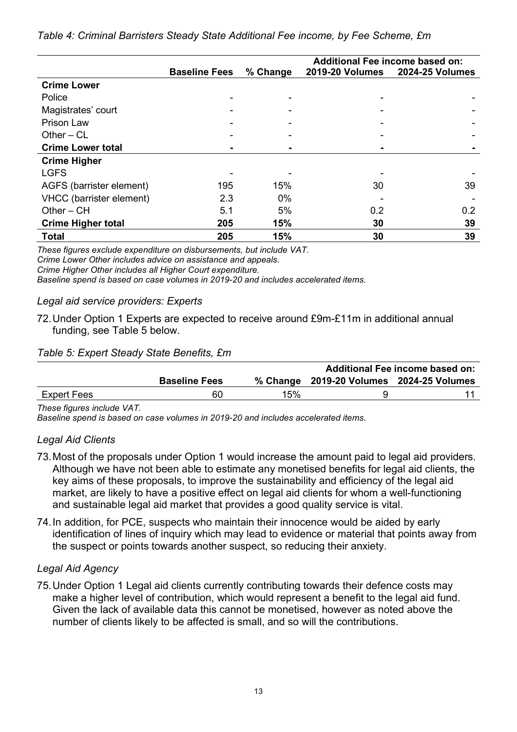*Table 4: Criminal Barristers Steady State Additional Fee income, by Fee Scheme, £m*

| | Baseline Fees | % Change | Additional Fee income based on: | |
|---|---|---|---|---|
| | | | 2019-20 Volumes | 2024-25 Volumes |
| **Crime Lower** | | | | |
| Police | - | - | - | - |
| Magistrates' court | - | - | - | - |
| Prison Law | - | - | - | - |
| Other – CL | - | - | - | - |
| **Crime Lower total** | **-** | **-** | **-** | **-** |
| **Crime Higher** | | | | |
| LGFS | - | - | - | - |
| AGFS (barrister element) | 195 | 15% | 30 | 39 |
| VHCC (barrister element) | 2.3 | 0% | - | - |
| Other – CH | 5.1 | 5% | 0.2 | 0.2 |
| **Crime Higher total** | **205** | **15%** | **30** | **39** |
| **Total** | **205** | **15%** | **30** | **39** |

*These figures exclude expenditure on disbursements, but include VAT.*
*Crime Lower Other includes advice on assistance and appeals.*
*Crime Higher Other includes all Higher Court expenditure.*
*Baseline spend is based on case volumes in 2019-20 and includes accelerated items.*

*Legal aid service providers: Experts*

72. Under Option 1 Experts are expected to receive around £9m-£11m in additional annual funding, see Table 5 below.

*Table 5: Expert Steady State Benefits, £m*

| | Baseline Fees | % Change | Additional Fee income based on: | |
|---|---|---|---|---|
| | | | 2019-20 Volumes | 2024-25 Volumes |
| Expert Fees | 60 | 15% | 9 | 11 |

*These figures include VAT.*
*Baseline spend is based on case volumes in 2019-20 and includes accelerated items.*

*Legal Aid Clients*

73. Most of the proposals under Option 1 would increase the amount paid to legal aid providers. Although we have not been able to estimate any monetised benefits for legal aid clients, the key aims of these proposals, to improve the sustainability and efficiency of the legal aid market, are likely to have a positive effect on legal aid clients for whom a well-functioning and sustainable legal aid market that provides a good quality service is vital.

74. In addition, for PCE, suspects who maintain their innocence would be aided by early identification of lines of inquiry which may lead to evidence or material that points away from the suspect or points towards another suspect, so reducing their anxiety.

*Legal Aid Agency*

75. Under Option 1 Legal aid clients currently contributing towards their defence costs may make a higher level of contribution, which would represent a benefit to the legal aid fund. Given the lack of available data this cannot be monetised, however as noted above the number of clients likely to be affected is small, and so will the contributions.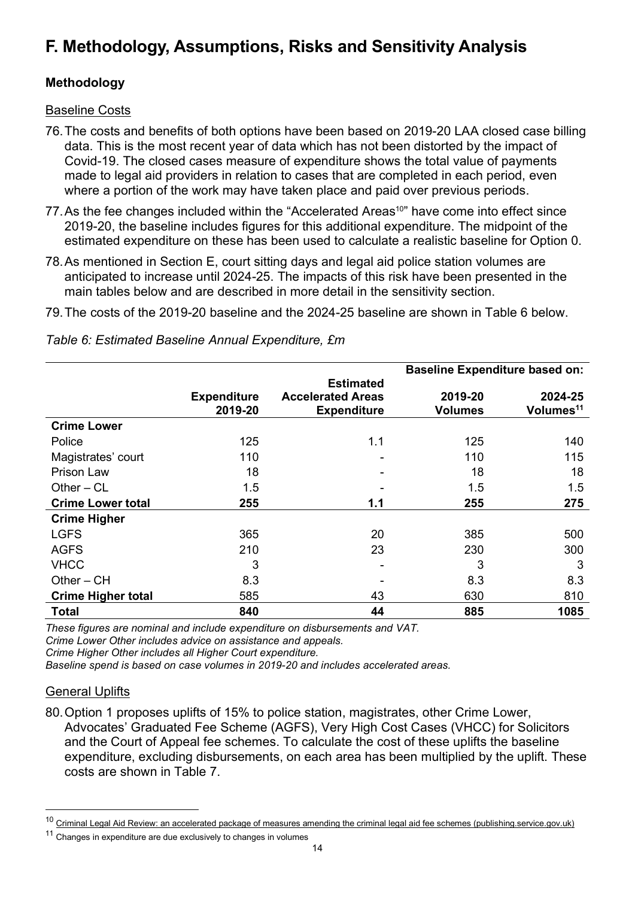# F. Methodology, Assumptions, Risks and Sensitivity Analysis

### Methodology

Baseline Costs

76. The costs and benefits of both options have been based on 2019-20 LAA closed case billing data. This is the most recent year of data which has not been distorted by the impact of Covid-19. The closed cases measure of expenditure shows the total value of payments made to legal aid providers in relation to cases that are completed in each period, even where a portion of the work may have taken place and paid over previous periods.

77. As the fee changes included within the "Accelerated Areas[10]" have come into effect since 2019-20, the baseline includes figures for this additional expenditure. The midpoint of the estimated expenditure on these has been used to calculate a realistic baseline for Option 0.

78. As mentioned in Section E, court sitting days and legal aid police station volumes are anticipated to increase until 2024-25. The impacts of this risk have been presented in the main tables below and are described in more detail in the sensitivity section.

79. The costs of the 2019-20 baseline and the 2024-25 baseline are shown in Table 6 below.

*Table 6: Estimated Baseline Annual Expenditure, £m*

| | | | Baseline Expenditure based on: | |
|---|---|---|---|---|
| | **Expenditure 2019-20** | **Estimated Accelerated Areas Expenditure** | **2019-20 Volumes** | **2024-25 Volumes[11]** |
| **Crime Lower** | | | | |
| Police | 125 | 1.1 | 125 | 140 |
| Magistrates' court | 110 | - | 110 | 115 |
| Prison Law | 18 | - | 18 | 18 |
| Other – CL | 1.5 | - | 1.5 | 1.5 |
| **Crime Lower total** | **255** | **1.1** | **255** | **275** |
| **Crime Higher** | | | | |
| LGFS | 365 | 20 | 385 | 500 |
| AGFS | 210 | 23 | 230 | 300 |
| VHCC | 3 | - | 3 | 3 |
| Other – CH | 8.3 | - | 8.3 | 8.3 |
| **Crime Higher total** | 585 | 43 | 630 | 810 |
| **Total** | **840** | **44** | **885** | **1085** |

*These figures are nominal and include expenditure on disbursements and VAT.*
*Crime Lower Other includes advice on assistance and appeals.*
*Crime Higher Other includes all Higher Court expenditure.*
*Baseline spend is based on case volumes in 2019-20 and includes accelerated areas.*

General Uplifts

80. Option 1 proposes uplifts of 15% to police station, magistrates, other Crime Lower, Advocates' Graduated Fee Scheme (AGFS), Very High Cost Cases (VHCC) for Solicitors and the Court of Appeal fee schemes. To calculate the cost of these uplifts the baseline expenditure, excluding disbursements, on each area has been multiplied by the uplift. These costs are shown in Table 7.

---

[10] Criminal Legal Aid Review: an accelerated package of measures amending the criminal legal aid fee schemes (publishing.service.gov.uk)

[11] Changes in expenditure are due exclusively to changes in volumes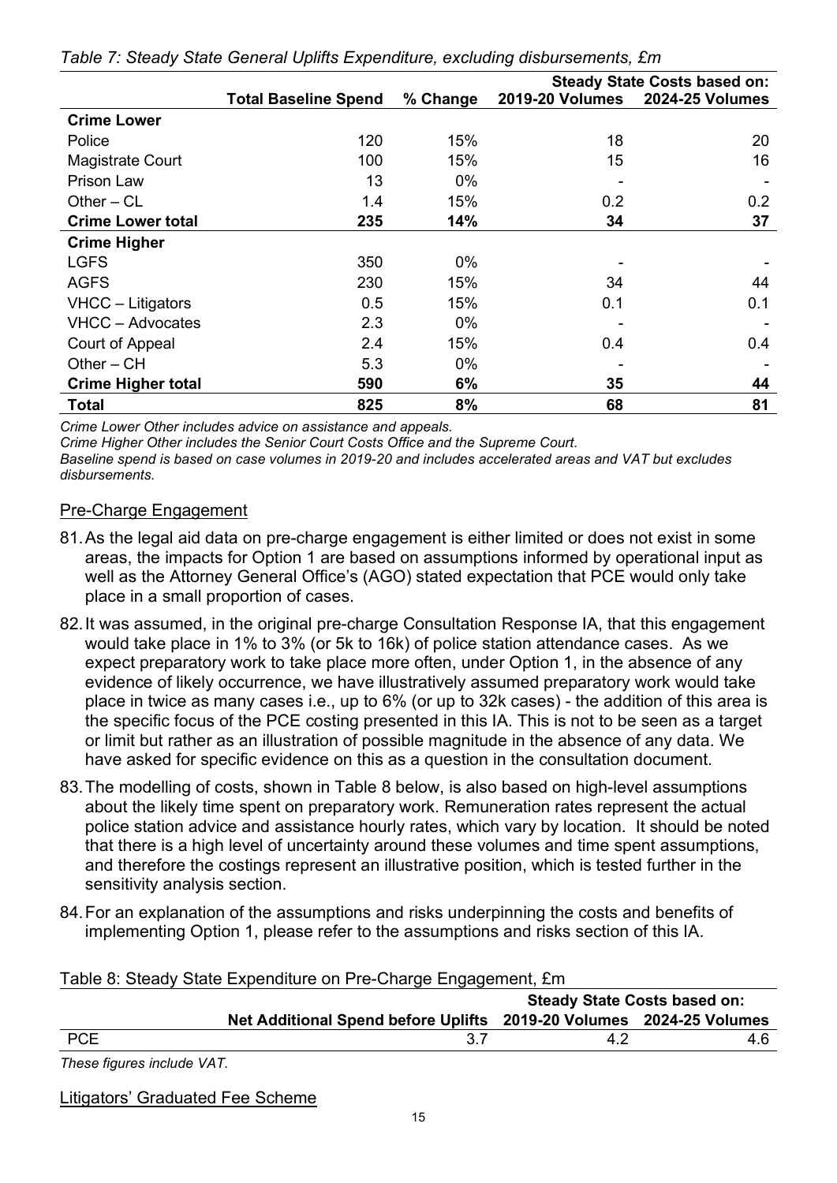*Table 7: Steady State General Uplifts Expenditure, excluding disbursements, £m*

| | | | Steady State Costs based on: | |
|---|---|---|---|---|
| | **Total Baseline Spend** | **% Change** | **2019-20 Volumes** | **2024-25 Volumes** |
| **Crime Lower** | | | | |
| Police | 120 | 15% | 18 | 20 |
| Magistrate Court | 100 | 15% | 15 | 16 |
| Prison Law | 13 | 0% | - | - |
| Other – CL | 1.4 | 15% | 0.2 | 0.2 |
| **Crime Lower total** | **235** | **14%** | **34** | **37** |
| **Crime Higher** | | | | |
| LGFS | 350 | 0% | - | - |
| AGFS | 230 | 15% | 34 | 44 |
| VHCC – Litigators | 0.5 | 15% | 0.1 | 0.1 |
| VHCC – Advocates | 2.3 | 0% | - | - |
| Court of Appeal | 2.4 | 15% | 0.4 | 0.4 |
| Other – CH | 5.3 | 0% | - | - |
| **Crime Higher total** | **590** | **6%** | **35** | **44** |
| **Total** | **825** | **8%** | **68** | **81** |

*Crime Lower Other includes advice on assistance and appeals.*
*Crime Higher Other includes the Senior Court Costs Office and the Supreme Court.*
*Baseline spend is based on case volumes in 2019-20 and includes accelerated areas and VAT but excludes disbursements.*

## Pre-Charge Engagement

81. As the legal aid data on pre-charge engagement is either limited or does not exist in some areas, the impacts for Option 1 are based on assumptions informed by operational input as well as the Attorney General Office's (AGO) stated expectation that PCE would only take place in a small proportion of cases.

82. It was assumed, in the original pre-charge Consultation Response IA, that this engagement would take place in 1% to 3% (or 5k to 16k) of police station attendance cases. As we expect preparatory work to take place more often, under Option 1, in the absence of any evidence of likely occurrence, we have illustratively assumed preparatory work would take place in twice as many cases i.e., up to 6% (or up to 32k cases) - the addition of this area is the specific focus of the PCE costing presented in this IA. This is not to be seen as a target or limit but rather as an illustration of possible magnitude in the absence of any data. We have asked for specific evidence on this as a question in the consultation document.

83. The modelling of costs, shown in Table 8 below, is also based on high-level assumptions about the likely time spent on preparatory work. Remuneration rates represent the actual police station advice and assistance hourly rates, which vary by location. It should be noted that there is a high level of uncertainty around these volumes and time spent assumptions, and therefore the costings represent an illustrative position, which is tested further in the sensitivity analysis section.

84. For an explanation of the assumptions and risks underpinning the costs and benefits of implementing Option 1, please refer to the assumptions and risks section of this IA.

Table 8: Steady State Expenditure on Pre-Charge Engagement, £m

| | | Steady State Costs based on: | |
|---|---|---|---|
| | **Net Additional Spend before Uplifts** | **2019-20 Volumes** | **2024-25 Volumes** |
| PCE | 3.7 | 4.2 | 4.6 |

*These figures include VAT.*

## Litigators' Graduated Fee Scheme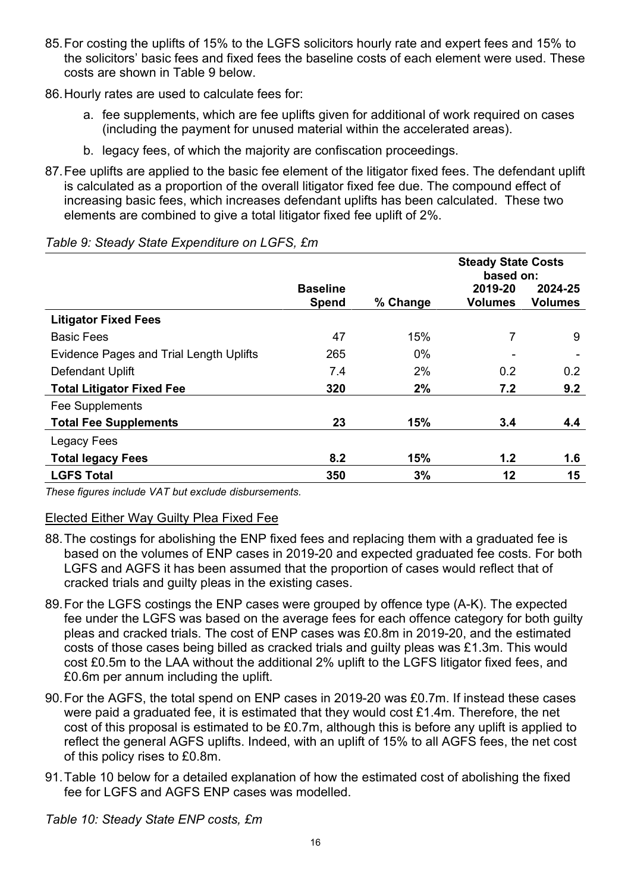85. For costing the uplifts of 15% to the LGFS solicitors hourly rate and expert fees and 15% to the solicitors' basic fees and fixed fees the baseline costs of each element were used. These costs are shown in Table 9 below.

86. Hourly rates are used to calculate fees for:

    a. fee supplements, which are fee uplifts given for additional of work required on cases (including the payment for unused material within the accelerated areas).

    b. legacy fees, of which the majority are confiscation proceedings.

87. Fee uplifts are applied to the basic fee element of the litigator fixed fees. The defendant uplift is calculated as a proportion of the overall litigator fixed fee due. The compound effect of increasing basic fees, which increases defendant uplifts has been calculated. These two elements are combined to give a total litigator fixed fee uplift of 2%.

*Table 9: Steady State Expenditure on LGFS, £m*

| | | | **Steady State Costs based on:** | |
|---|---|---|---|---|
| | **Baseline Spend** | **% Change** | **2019-20 Volumes** | **2024-25 Volumes** |
| **Litigator Fixed Fees** | | | | |
| Basic Fees | 47 | 15% | 7 | 9 |
| Evidence Pages and Trial Length Uplifts | 265 | 0% | - | - |
| Defendant Uplift | 7.4 | 2% | 0.2 | 0.2 |
| **Total Litigator Fixed Fee** | **320** | **2%** | **7.2** | **9.2** |
| Fee Supplements | | | | |
| **Total Fee Supplements** | **23** | **15%** | **3.4** | **4.4** |
| Legacy Fees | | | | |
| **Total legacy Fees** | **8.2** | **15%** | **1.2** | **1.6** |
| **LGFS Total** | **350** | **3%** | **12** | **15** |

*These figures include VAT but exclude disbursements.*

Elected Either Way Guilty Plea Fixed Fee

88. The costings for abolishing the ENP fixed fees and replacing them with a graduated fee is based on the volumes of ENP cases in 2019-20 and expected graduated fee costs. For both LGFS and AGFS it has been assumed that the proportion of cases would reflect that of cracked trials and guilty pleas in the existing cases.

89. For the LGFS costings the ENP cases were grouped by offence type (A-K). The expected fee under the LGFS was based on the average fees for each offence category for both guilty pleas and cracked trials. The cost of ENP cases was £0.8m in 2019-20, and the estimated costs of those cases being billed as cracked trials and guilty pleas was £1.3m. This would cost £0.5m to the LAA without the additional 2% uplift to the LGFS litigator fixed fees, and £0.6m per annum including the uplift.

90. For the AGFS, the total spend on ENP cases in 2019-20 was £0.7m. If instead these cases were paid a graduated fee, it is estimated that they would cost £1.4m. Therefore, the net cost of this proposal is estimated to be £0.7m, although this is before any uplift is applied to reflect the general AGFS uplifts. Indeed, with an uplift of 15% to all AGFS fees, the net cost of this policy rises to £0.8m.

91. Table 10 below for a detailed explanation of how the estimated cost of abolishing the fixed fee for LGFS and AGFS ENP cases was modelled.

*Table 10: Steady State ENP costs, £m*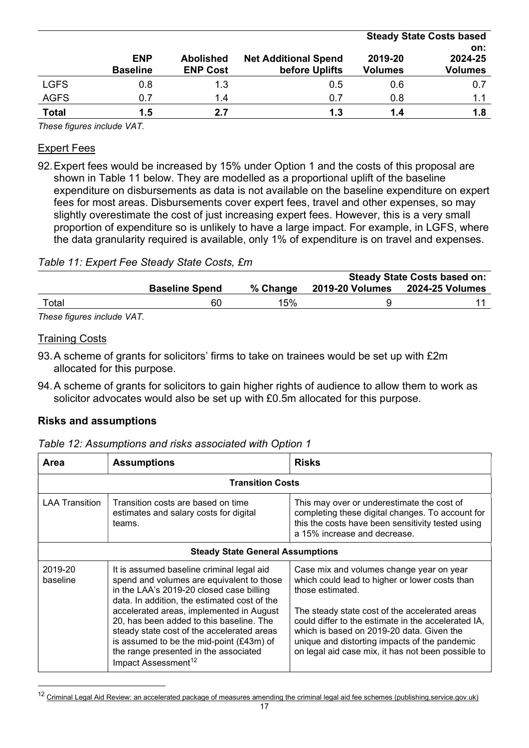| | ENP Baseline | Abolished ENP Cost | Net Additional Spend before Uplifts | Steady State Costs based on: 2019-20 Volumes | 2024-25 Volumes |
|---|---|---|---|---|---|
| LGFS | 0.8 | 1.3 | 0.5 | 0.6 | 0.7 |
| AGFS | 0.7 | 1.4 | 0.7 | 0.8 | 1.1 |
| **Total** | **1.5** | **2.7** | **1.3** | **1.4** | **1.8** |

*These figures include VAT.*

Expert Fees

92. Expert fees would be increased by 15% under Option 1 and the costs of this proposal are shown in Table 11 below. They are modelled as a proportional uplift of the baseline expenditure on disbursements as data is not available on the baseline expenditure on expert fees for most areas. Disbursements cover expert fees, travel and other expenses, so may slightly overestimate the cost of just increasing expert fees. However, this is a very small proportion of expenditure so is unlikely to have a large impact. For example, in LGFS, where the data granularity required is available, only 1% of expenditure is on travel and expenses.

*Table 11: Expert Fee Steady State Costs, £m*

| | Baseline Spend | % Change | Steady State Costs based on: 2019-20 Volumes | 2024-25 Volumes |
|---|---|---|---|---|
| Total | 60 | 15% | 9 | 11 |

*These figures include VAT.*

Training Costs

93. A scheme of grants for solicitors' firms to take on trainees would be set up with £2m allocated for this purpose.

94. A scheme of grants for solicitors to gain higher rights of audience to allow them to work as solicitor advocates would also be set up with £0.5m allocated for this purpose.

### Risks and assumptions

*Table 12: Assumptions and risks associated with Option 1*

| Area | Assumptions | Risks |
|---|---|---|
| **Transition Costs** | | |
| LAA Transition | Transition costs are based on time estimates and salary costs for digital teams. | This may over or underestimate the cost of completing these digital changes. To account for this the costs have been sensitivity tested using a 15% increase and decrease. |
| **Steady State General Assumptions** | | |
| 2019-20 baseline | It is assumed baseline criminal legal aid spend and volumes are equivalent to those in the LAA's 2019-20 closed case billing data. In addition, the estimated cost of the accelerated areas, implemented in August 20, has been added to this baseline. The steady state cost of the accelerated areas is assumed to be the mid-point (£43m) of the range presented in the associated Impact Assessment[12] | Case mix and volumes change year on year which could lead to higher or lower costs than those estimated.<br><br>The steady state cost of the accelerated areas could differ to the estimate in the accelerated IA, which is based on 2019-20 data. Given the unique and distorting impacts of the pandemic on legal aid case mix, it has not been possible to |

[12] Criminal Legal Aid Review: an accelerated package of measures amending the criminal legal aid fee schemes (publishing.service.gov.uk)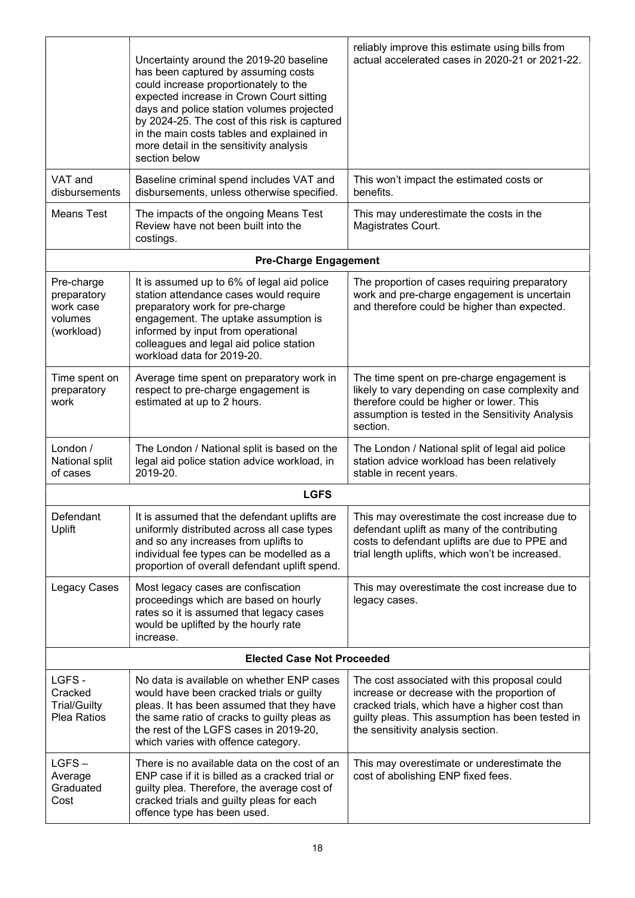| | | |
|---|---|---|
| | Uncertainty around the 2019-20 baseline has been captured by assuming costs could increase proportionately to the expected increase in Crown Court sitting days and police station volumes projected by 2024-25. The cost of this risk is captured in the main costs tables and explained in more detail in the sensitivity analysis section below | reliably improve this estimate using bills from actual accelerated cases in 2020-21 or 2021-22. |
| VAT and disbursements | Baseline criminal spend includes VAT and disbursements, unless otherwise specified. | This won't impact the estimated costs or benefits. |
| Means Test | The impacts of the ongoing Means Test Review have not been built into the costings. | This may underestimate the costs in the Magistrates Court. |
| **Pre-Charge Engagement** | | |
| Pre-charge preparatory work case volumes (workload) | It is assumed up to 6% of legal aid police station attendance cases would require preparatory work for pre-charge engagement. The uptake assumption is informed by input from operational colleagues and legal aid police station workload data for 2019-20. | The proportion of cases requiring preparatory work and pre-charge engagement is uncertain and therefore could be higher than expected. |
| Time spent on preparatory work | Average time spent on preparatory work in respect to pre-charge engagement is estimated at up to 2 hours. | The time spent on pre-charge engagement is likely to vary depending on case complexity and therefore could be higher or lower. This assumption is tested in the Sensitivity Analysis section. |
| London / National split of cases | The London / National split is based on the legal aid police station advice workload, in 2019-20. | The London / National split of legal aid police station advice workload has been relatively stable in recent years. |
| **LGFS** | | |
| Defendant Uplift | It is assumed that the defendant uplifts are uniformly distributed across all case types and so any increases from uplifts to individual fee types can be modelled as a proportion of overall defendant uplift spend. | This may overestimate the cost increase due to defendant uplift as many of the contributing costs to defendant uplifts are due to PPE and trial length uplifts, which won't be increased. |
| Legacy Cases | Most legacy cases are confiscation proceedings which are based on hourly rates so it is assumed that legacy cases would be uplifted by the hourly rate increase. | This may overestimate the cost increase due to legacy cases. |
| **Elected Case Not Proceeded** | | |
| LGFS - Cracked Trial/Guilty Plea Ratios | No data is available on whether ENP cases would have been cracked trials or guilty pleas. It has been assumed that they have the same ratio of cracks to guilty pleas as the rest of the LGFS cases in 2019-20, which varies with offence category. | The cost associated with this proposal could increase or decrease with the proportion of cracked trials, which have a higher cost than guilty pleas. This assumption has been tested in the sensitivity analysis section. |
| LGFS – Average Graduated Cost | There is no available data on the cost of an ENP case if it is billed as a cracked trial or guilty plea. Therefore, the average cost of cracked trials and guilty pleas for each offence type has been used. | This may overestimate or underestimate the cost of abolishing ENP fixed fees. |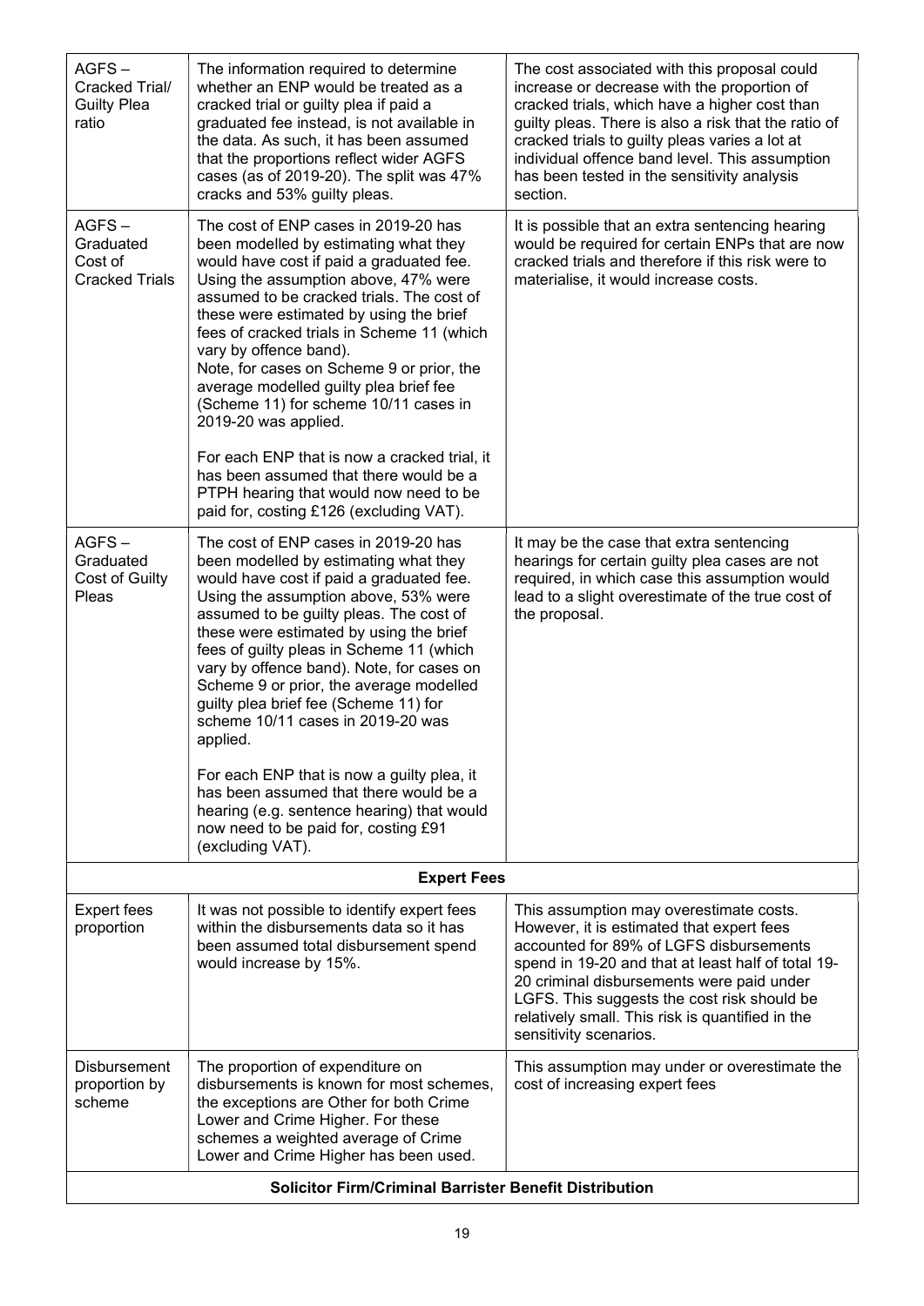| | | |
|---|---|---|
| AGFS – Cracked Trial/ Guilty Plea ratio | The information required to determine whether an ENP would be treated as a cracked trial or guilty plea if paid a graduated fee instead, is not available in the data. As such, it has been assumed that the proportions reflect wider AGFS cases (as of 2019-20). The split was 47% cracks and 53% guilty pleas. | The cost associated with this proposal could increase or decrease with the proportion of cracked trials, which have a higher cost than guilty pleas. There is also a risk that the ratio of cracked trials to guilty pleas varies a lot at individual offence band level. This assumption has been tested in the sensitivity analysis section. |
| AGFS – Graduated Cost of Cracked Trials | The cost of ENP cases in 2019-20 has been modelled by estimating what they would have cost if paid a graduated fee. Using the assumption above, 47% were assumed to be cracked trials. The cost of these were estimated by using the brief fees of cracked trials in Scheme 11 (which vary by offence band).<br>Note, for cases on Scheme 9 or prior, the average modelled guilty plea brief fee (Scheme 11) for scheme 10/11 cases in 2019-20 was applied.<br><br>For each ENP that is now a cracked trial, it has been assumed that there would be a PTPH hearing that would now need to be paid for, costing £126 (excluding VAT). | It is possible that an extra sentencing hearing would be required for certain ENPs that are now cracked trials and therefore if this risk were to materialise, it would increase costs. |
| AGFS – Graduated Cost of Guilty Pleas | The cost of ENP cases in 2019-20 has been modelled by estimating what they would have cost if paid a graduated fee. Using the assumption above, 53% were assumed to be guilty pleas. The cost of these were estimated by using the brief fees of guilty pleas in Scheme 11 (which vary by offence band). Note, for cases on Scheme 9 or prior, the average modelled guilty plea brief fee (Scheme 11) for scheme 10/11 cases in 2019-20 was applied.<br><br>For each ENP that is now a guilty plea, it has been assumed that there would be a hearing (e.g. sentence hearing) that would now need to be paid for, costing £91 (excluding VAT). | It may be the case that extra sentencing hearings for certain guilty plea cases are not required, in which case this assumption would lead to a slight overestimate of the true cost of the proposal. |
| **Expert Fees** | | |
| Expert fees proportion | It was not possible to identify expert fees within the disbursements data so it has been assumed total disbursement spend would increase by 15%. | This assumption may overestimate costs. However, it is estimated that expert fees accounted for 89% of LGFS disbursements spend in 19-20 and that at least half of total 19-20 criminal disbursements were paid under LGFS. This suggests the cost risk should be relatively small. This risk is quantified in the sensitivity scenarios. |
| Disbursement proportion by scheme | The proportion of expenditure on disbursements is known for most schemes, the exceptions are Other for both Crime Lower and Crime Higher. For these schemes a weighted average of Crime Lower and Crime Higher has been used. | This assumption may under or overestimate the cost of increasing expert fees |
| **Solicitor Firm/Criminal Barrister Benefit Distribution** | | |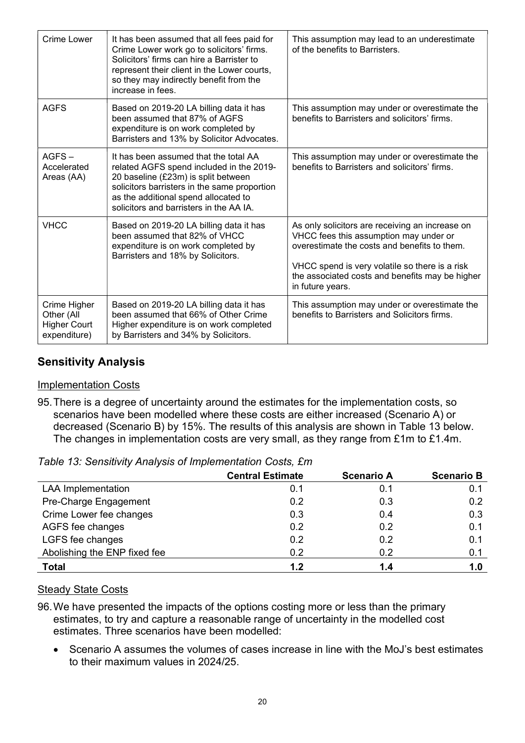| Crime Lower | It has been assumed that all fees paid for Crime Lower work go to solicitors' firms. Solicitors' firms can hire a Barrister to represent their client in the Lower courts, so they may indirectly benefit from the increase in fees. | This assumption may lead to an underestimate of the benefits to Barristers. |
|---|---|---|
| AGFS | Based on 2019-20 LA billing data it has been assumed that 87% of AGFS expenditure is on work completed by Barristers and 13% by Solicitor Advocates. | This assumption may under or overestimate the benefits to Barristers and solicitors' firms. |
| AGFS – Accelerated Areas (AA) | It has been assumed that the total AA related AGFS spend included in the 2019-20 baseline (£23m) is split between solicitors barristers in the same proportion as the additional spend allocated to solicitors and barristers in the AA IA. | This assumption may under or overestimate the benefits to Barristers and solicitors' firms. |
| VHCC | Based on 2019-20 LA billing data it has been assumed that 82% of VHCC expenditure is on work completed by Barristers and 18% by Solicitors. | As only solicitors are receiving an increase on VHCC fees this assumption may under or overestimate the costs and benefits to them.<br><br>VHCC spend is very volatile so there is a risk the associated costs and benefits may be higher in future years. |
| Crime Higher Other (All Higher Court expenditure) | Based on 2019-20 LA billing data it has been assumed that 66% of Other Crime Higher expenditure is on work completed by Barristers and 34% by Solicitors. | This assumption may under or overestimate the benefits to Barristers and Solicitors firms. |

## Sensitivity Analysis

### Implementation Costs

95. There is a degree of uncertainty around the estimates for the implementation costs, so scenarios have been modelled where these costs are either increased (Scenario A) or decreased (Scenario B) by 15%. The results of this analysis are shown in Table 13 below. The changes in implementation costs are very small, as they range from £1m to £1.4m.

*Table 13: Sensitivity Analysis of Implementation Costs, £m*

| | Central Estimate | Scenario A | Scenario B |
|---|---|---|---|
| LAA Implementation | 0.1 | 0.1 | 0.1 |
| Pre-Charge Engagement | 0.2 | 0.3 | 0.2 |
| Crime Lower fee changes | 0.3 | 0.4 | 0.3 |
| AGFS fee changes | 0.2 | 0.2 | 0.1 |
| LGFS fee changes | 0.2 | 0.2 | 0.1 |
| Abolishing the ENP fixed fee | 0.2 | 0.2 | 0.1 |
| **Total** | **1.2** | **1.4** | **1.0** |

### Steady State Costs

96. We have presented the impacts of the options costing more or less than the primary estimates, to try and capture a reasonable range of uncertainty in the modelled cost estimates. Three scenarios have been modelled:

- Scenario A assumes the volumes of cases increase in line with the MoJ's best estimates to their maximum values in 2024/25.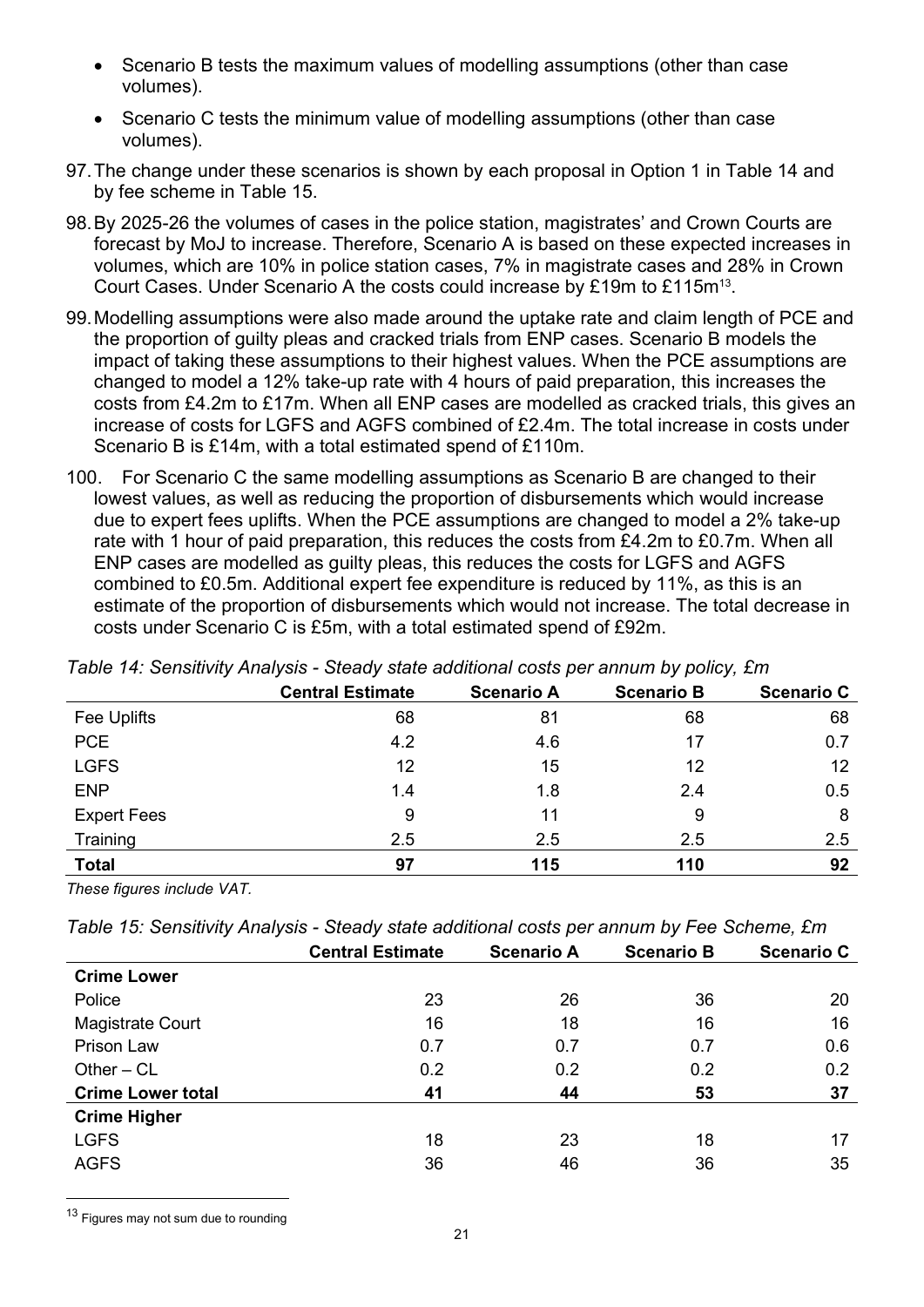- Scenario B tests the maximum values of modelling assumptions (other than case volumes).
- Scenario C tests the minimum value of modelling assumptions (other than case volumes).

97. The change under these scenarios is shown by each proposal in Option 1 in Table 14 and by fee scheme in Table 15.

98. By 2025-26 the volumes of cases in the police station, magistrates' and Crown Courts are forecast by MoJ to increase. Therefore, Scenario A is based on these expected increases in volumes, which are 10% in police station cases, 7% in magistrate cases and 28% in Crown Court Cases. Under Scenario A the costs could increase by £19m to £115m[13].

99. Modelling assumptions were also made around the uptake rate and claim length of PCE and the proportion of guilty pleas and cracked trials from ENP cases. Scenario B models the impact of taking these assumptions to their highest values. When the PCE assumptions are changed to model a 12% take-up rate with 4 hours of paid preparation, this increases the costs from £4.2m to £17m. When all ENP cases are modelled as cracked trials, this gives an increase of costs for LGFS and AGFS combined of £2.4m. The total increase in costs under Scenario B is £14m, with a total estimated spend of £110m.

100. For Scenario C the same modelling assumptions as Scenario B are changed to their lowest values, as well as reducing the proportion of disbursements which would increase due to expert fees uplifts. When the PCE assumptions are changed to model a 2% take-up rate with 1 hour of paid preparation, this reduces the costs from £4.2m to £0.7m. When all ENP cases are modelled as guilty pleas, this reduces the costs for LGFS and AGFS combined to £0.5m. Additional expert fee expenditure is reduced by 11%, as this is an estimate of the proportion of disbursements which would not increase. The total decrease in costs under Scenario C is £5m, with a total estimated spend of £92m.

*Table 14: Sensitivity Analysis - Steady state additional costs per annum by policy, £m*

| | Central Estimate | Scenario A | Scenario B | Scenario C |
|---|---|---|---|---|
| Fee Uplifts | 68 | 81 | 68 | 68 |
| PCE | 4.2 | 4.6 | 17 | 0.7 |
| LGFS | 12 | 15 | 12 | 12 |
| ENP | 1.4 | 1.8 | 2.4 | 0.5 |
| Expert Fees | 9 | 11 | 9 | 8 |
| Training | 2.5 | 2.5 | 2.5 | 2.5 |
| **Total** | **97** | **115** | **110** | **92** |

*These figures include VAT.*

*Table 15: Sensitivity Analysis - Steady state additional costs per annum by Fee Scheme, £m*

| | Central Estimate | Scenario A | Scenario B | Scenario C |
|---|---|---|---|---|
| **Crime Lower** | | | | |
| Police | 23 | 26 | 36 | 20 |
| Magistrate Court | 16 | 18 | 16 | 16 |
| Prison Law | 0.7 | 0.7 | 0.7 | 0.6 |
| Other – CL | 0.2 | 0.2 | 0.2 | 0.2 |
| **Crime Lower total** | **41** | **44** | **53** | **37** |
| **Crime Higher** | | | | |
| LGFS | 18 | 23 | 18 | 17 |
| AGFS | 36 | 46 | 36 | 35 |

[13] Figures may not sum due to rounding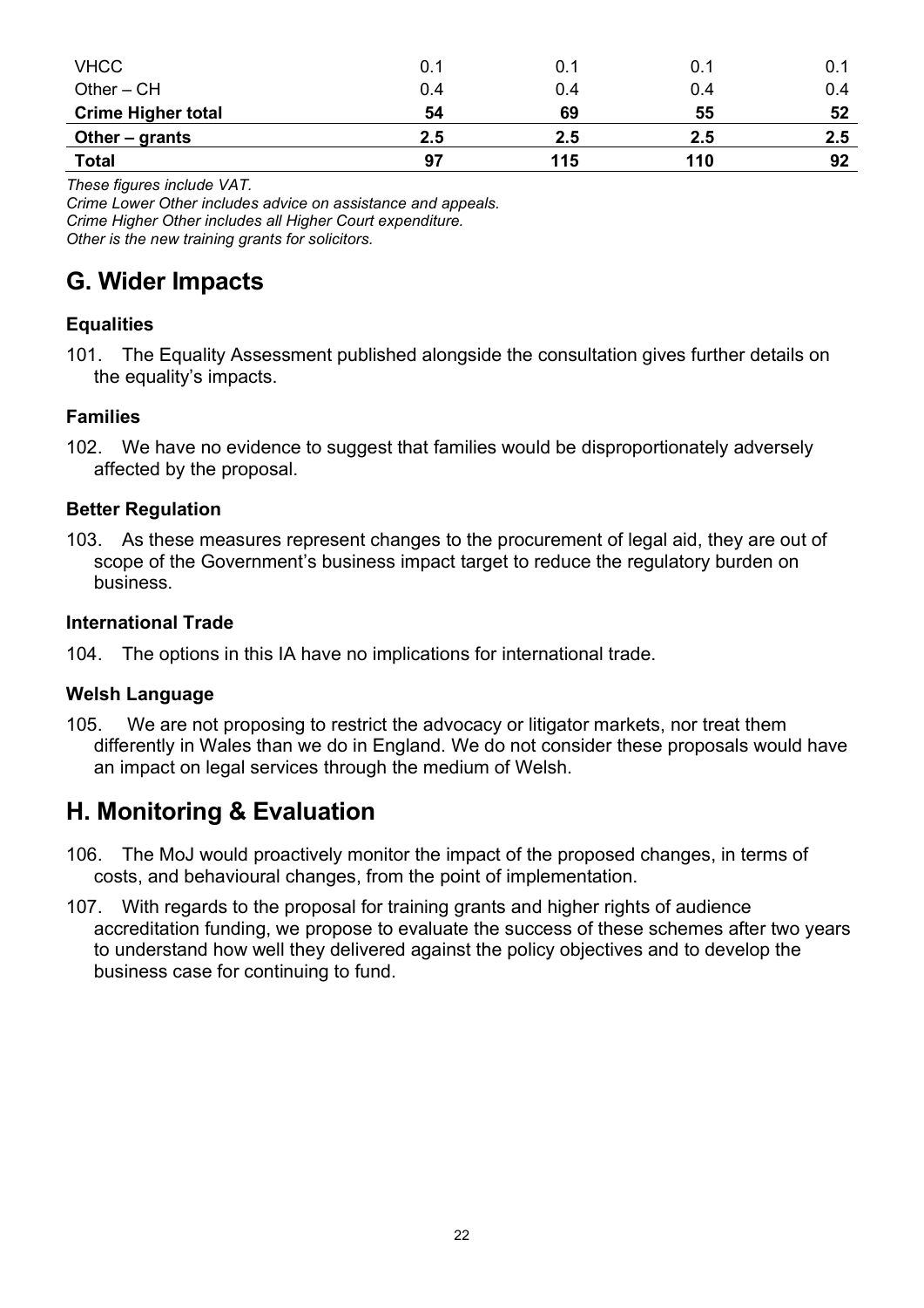| | | | | |
|---|---|---|---|---|
| VHCC | 0.1 | 0.1 | 0.1 | 0.1 |
| Other – CH | 0.4 | 0.4 | 0.4 | 0.4 |
| **Crime Higher total** | **54** | **69** | **55** | **52** |
| **Other – grants** | **2.5** | **2.5** | **2.5** | **2.5** |
| **Total** | **97** | **115** | **110** | **92** |

*These figures include VAT.*
*Crime Lower Other includes advice on assistance and appeals.*
*Crime Higher Other includes all Higher Court expenditure.*
*Other is the new training grants for solicitors.*

## G. Wider Impacts

### Equalities

101. The Equality Assessment published alongside the consultation gives further details on the equality's impacts.

### Families

102. We have no evidence to suggest that families would be disproportionately adversely affected by the proposal.

### Better Regulation

103. As these measures represent changes to the procurement of legal aid, they are out of scope of the Government's business impact target to reduce the regulatory burden on business.

### International Trade

104. The options in this IA have no implications for international trade.

### Welsh Language

105. We are not proposing to restrict the advocacy or litigator markets, nor treat them differently in Wales than we do in England. We do not consider these proposals would have an impact on legal services through the medium of Welsh.

## H. Monitoring & Evaluation

106. The MoJ would proactively monitor the impact of the proposed changes, in terms of costs, and behavioural changes, from the point of implementation.

107. With regards to the proposal for training grants and higher rights of audience accreditation funding, we propose to evaluate the success of these schemes after two years to understand how well they delivered against the policy objectives and to develop the business case for continuing to fund.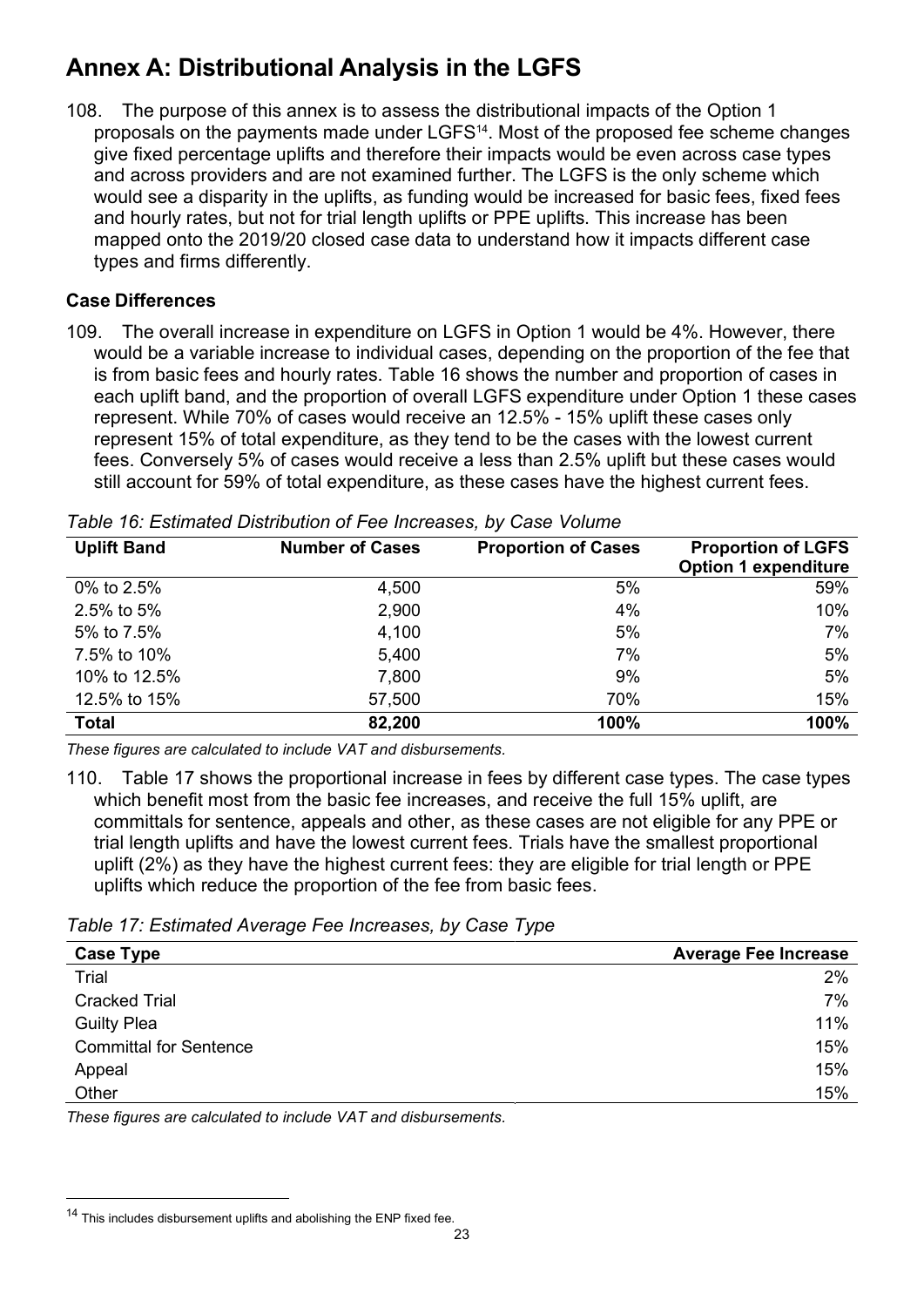# Annex A: Distributional Analysis in the LGFS

108. The purpose of this annex is to assess the distributional impacts of the Option 1 proposals on the payments made under LGFS[14]. Most of the proposed fee scheme changes give fixed percentage uplifts and therefore their impacts would be even across case types and across providers and are not examined further. The LGFS is the only scheme which would see a disparity in the uplifts, as funding would be increased for basic fees, fixed fees and hourly rates, but not for trial length uplifts or PPE uplifts. This increase has been mapped onto the 2019/20 closed case data to understand how it impacts different case types and firms differently.

### Case Differences

109. The overall increase in expenditure on LGFS in Option 1 would be 4%. However, there would be a variable increase to individual cases, depending on the proportion of the fee that is from basic fees and hourly rates. Table 16 shows the number and proportion of cases in each uplift band, and the proportion of overall LGFS expenditure under Option 1 these cases represent. While 70% of cases would receive an 12.5% - 15% uplift these cases only represent 15% of total expenditure, as they tend to be the cases with the lowest current fees. Conversely 5% of cases would receive a less than 2.5% uplift but these cases would still account for 59% of total expenditure, as these cases have the highest current fees.

*Table 16: Estimated Distribution of Fee Increases, by Case Volume*

| Uplift Band | Number of Cases | Proportion of Cases | Proportion of LGFS Option 1 expenditure |
|---|---|---|---|
| 0% to 2.5% | 4,500 | 5% | 59% |
| 2.5% to 5% | 2,900 | 4% | 10% |
| 5% to 7.5% | 4,100 | 5% | 7% |
| 7.5% to 10% | 5,400 | 7% | 5% |
| 10% to 12.5% | 7,800 | 9% | 5% |
| 12.5% to 15% | 57,500 | 70% | 15% |
| **Total** | **82,200** | **100%** | **100%** |

*These figures are calculated to include VAT and disbursements.*

110. Table 17 shows the proportional increase in fees by different case types. The case types which benefit most from the basic fee increases, and receive the full 15% uplift, are committals for sentence, appeals and other, as these cases are not eligible for any PPE or trial length uplifts and have the lowest current fees. Trials have the smallest proportional uplift (2%) as they have the highest current fees: they are eligible for trial length or PPE uplifts which reduce the proportion of the fee from basic fees.

*Table 17: Estimated Average Fee Increases, by Case Type*

| Case Type | Average Fee Increase |
|---|---|
| Trial | 2% |
| Cracked Trial | 7% |
| Guilty Plea | 11% |
| Committal for Sentence | 15% |
| Appeal | 15% |
| Other | 15% |

*These figures are calculated to include VAT and disbursements.*

[14] This includes disbursement uplifts and abolishing the ENP fixed fee.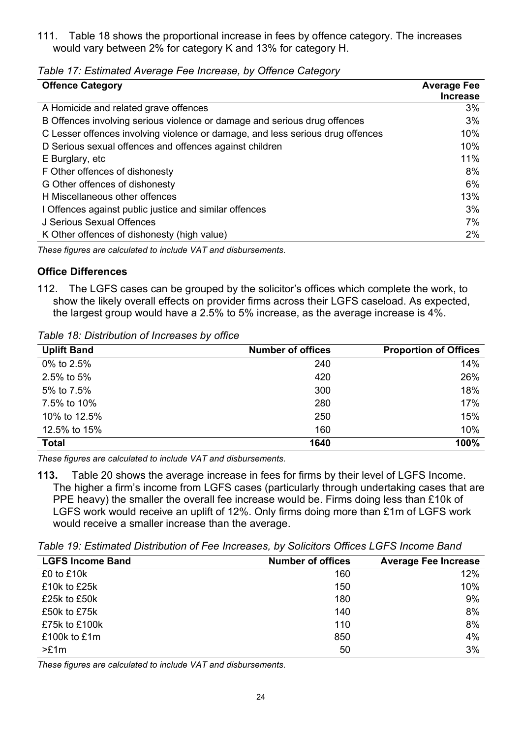111. Table 18 shows the proportional increase in fees by offence category. The increases would vary between 2% for category K and 13% for category H.

*Table 17: Estimated Average Fee Increase, by Offence Category*

| Offence Category | Average Fee Increase |
|---|---|
| A Homicide and related grave offences | 3% |
| B Offences involving serious violence or damage and serious drug offences | 3% |
| C Lesser offences involving violence or damage, and less serious drug offences | 10% |
| D Serious sexual offences and offences against children | 10% |
| E Burglary, etc | 11% |
| F Other offences of dishonesty | 8% |
| G Other offences of dishonesty | 6% |
| H Miscellaneous other offences | 13% |
| I Offences against public justice and similar offences | 3% |
| J Serious Sexual Offences | 7% |
| K Other offences of dishonesty (high value) | 2% |

*These figures are calculated to include VAT and disbursements.*

### Office Differences

112. The LGFS cases can be grouped by the solicitor's offices which complete the work, to show the likely overall effects on provider firms across their LGFS caseload. As expected, the largest group would have a 2.5% to 5% increase, as the average increase is 4%.

*Table 18: Distribution of Increases by office*

| Uplift Band | Number of offices | Proportion of Offices |
|---|---|---|
| 0% to 2.5% | 240 | 14% |
| 2.5% to 5% | 420 | 26% |
| 5% to 7.5% | 300 | 18% |
| 7.5% to 10% | 280 | 17% |
| 10% to 12.5% | 250 | 15% |
| 12.5% to 15% | 160 | 10% |
| **Total** | **1640** | **100%** |

*These figures are calculated to include VAT and disbursements.*

**113.** Table 20 shows the average increase in fees for firms by their level of LGFS Income. The higher a firm's income from LGFS cases (particularly through undertaking cases that are PPE heavy) the smaller the overall fee increase would be. Firms doing less than £10k of LGFS work would receive an uplift of 12%. Only firms doing more than £1m of LGFS work would receive a smaller increase than the average.

*Table 19: Estimated Distribution of Fee Increases, by Solicitors Offices LGFS Income Band*

| LGFS Income Band | Number of offices | Average Fee Increase |
|---|---|---|
| £0 to £10k | 160 | 12% |
| £10k to £25k | 150 | 10% |
| £25k to £50k | 180 | 9% |
| £50k to £75k | 140 | 8% |
| £75k to £100k | 110 | 8% |
| £100k to £1m | 850 | 4% |
| >£1m | 50 | 3% |

*These figures are calculated to include VAT and disbursements.*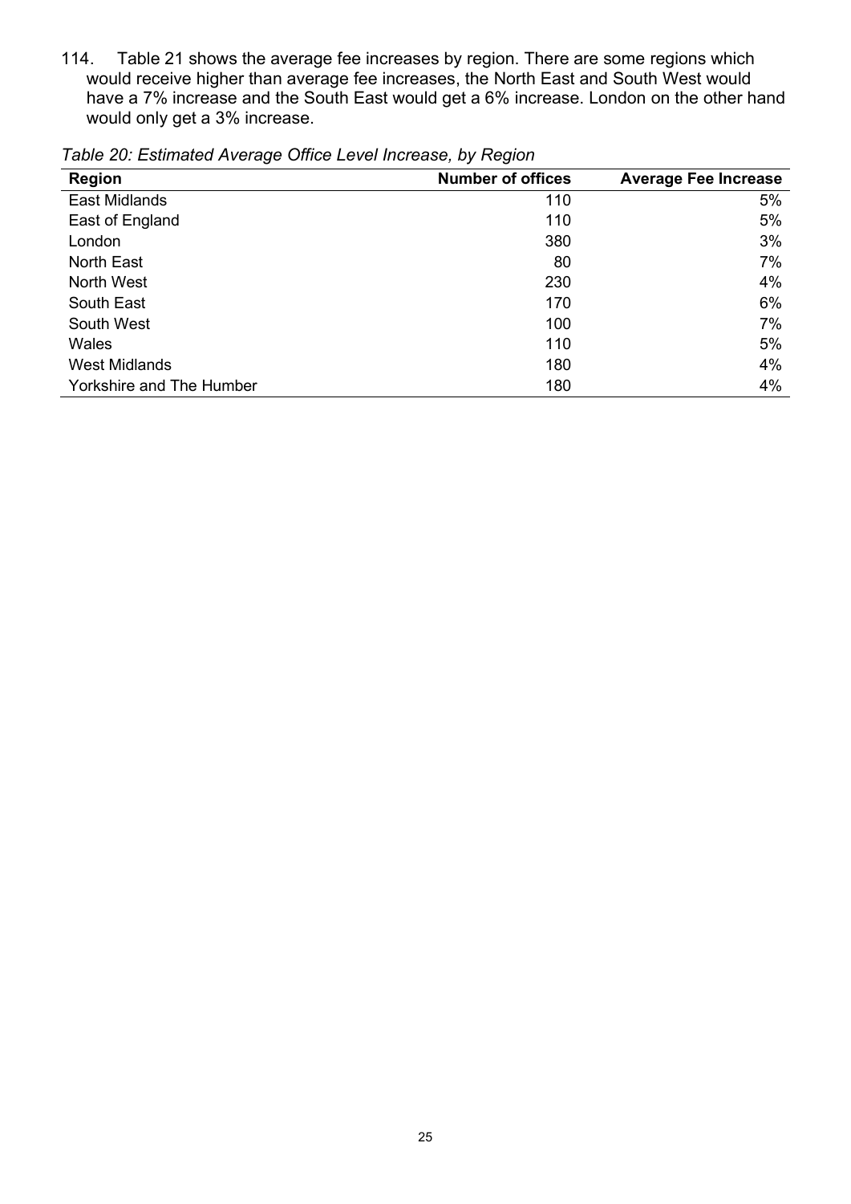114. Table 21 shows the average fee increases by region. There are some regions which would receive higher than average fee increases, the North East and South West would have a 7% increase and the South East would get a 6% increase. London on the other hand would only get a 3% increase.

*Table 20: Estimated Average Office Level Increase, by Region*

| Region | Number of offices | Average Fee Increase |
|---|---:|---:|
| East Midlands | 110 | 5% |
| East of England | 110 | 5% |
| London | 380 | 3% |
| North East | 80 | 7% |
| North West | 230 | 4% |
| South East | 170 | 6% |
| South West | 100 | 7% |
| Wales | 110 | 5% |
| West Midlands | 180 | 4% |
| Yorkshire and The Humber | 180 | 4% |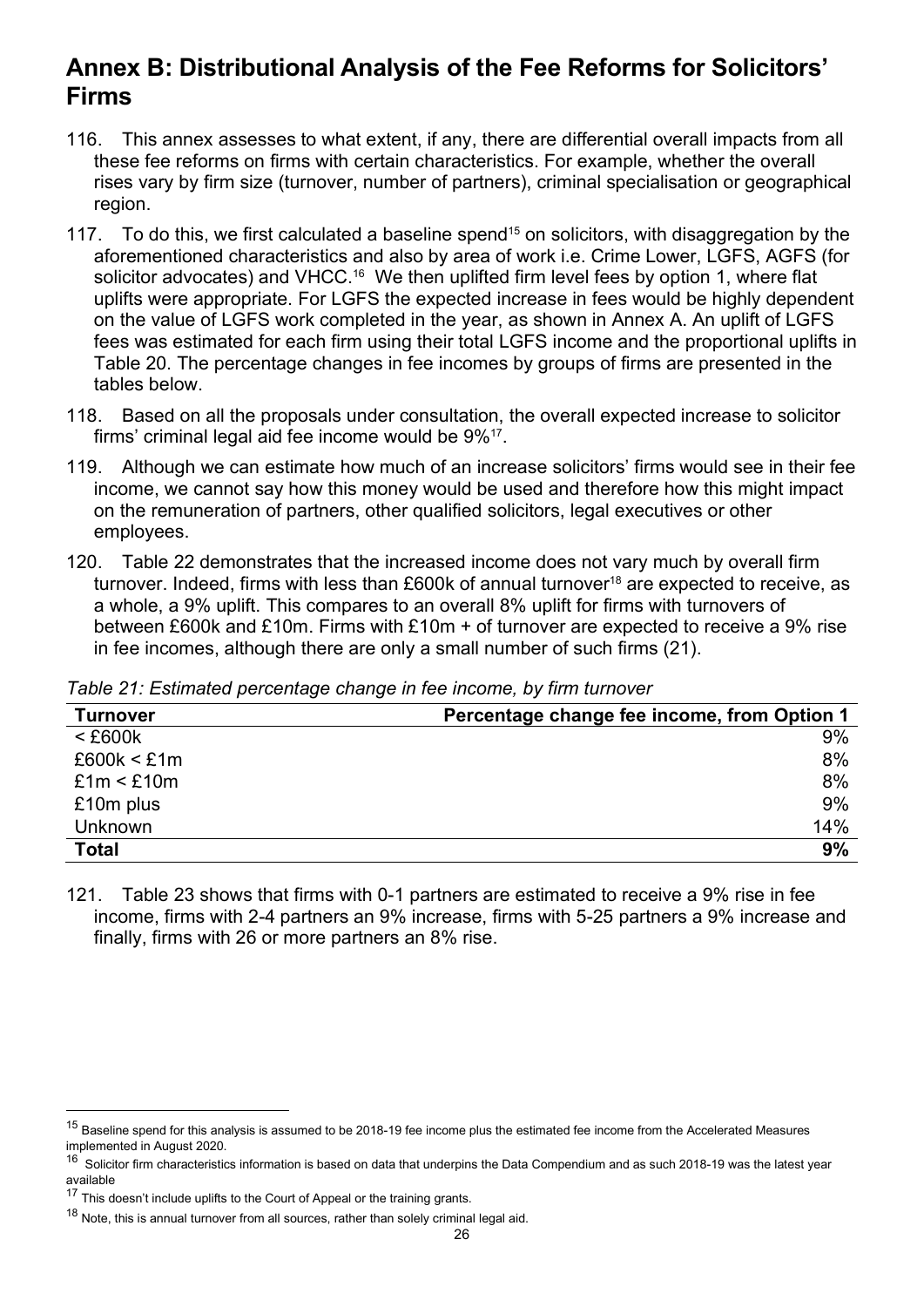## Annex B: Distributional Analysis of the Fee Reforms for Solicitors' Firms

116. This annex assesses to what extent, if any, there are differential overall impacts from all these fee reforms on firms with certain characteristics. For example, whether the overall rises vary by firm size (turnover, number of partners), criminal specialisation or geographical region.

117. To do this, we first calculated a baseline spend[15] on solicitors, with disaggregation by the aforementioned characteristics and also by area of work i.e. Crime Lower, LGFS, AGFS (for solicitor advocates) and VHCC.[16] We then uplifted firm level fees by option 1, where flat uplifts were appropriate. For LGFS the expected increase in fees would be highly dependent on the value of LGFS work completed in the year, as shown in Annex A. An uplift of LGFS fees was estimated for each firm using their total LGFS income and the proportional uplifts in Table 20. The percentage changes in fee incomes by groups of firms are presented in the tables below.

118. Based on all the proposals under consultation, the overall expected increase to solicitor firms' criminal legal aid fee income would be 9%[17].

119. Although we can estimate how much of an increase solicitors' firms would see in their fee income, we cannot say how this money would be used and therefore how this might impact on the remuneration of partners, other qualified solicitors, legal executives or other employees.

120. Table 22 demonstrates that the increased income does not vary much by overall firm turnover. Indeed, firms with less than £600k of annual turnover[18] are expected to receive, as a whole, a 9% uplift. This compares to an overall 8% uplift for firms with turnovers of between £600k and £10m. Firms with £10m + of turnover are expected to receive a 9% rise in fee incomes, although there are only a small number of such firms (21).

*Table 21: Estimated percentage change in fee income, by firm turnover*

| Turnover | Percentage change fee income, from Option 1 |
|---|---:|
| < £600k | 9% |
| £600k < £1m | 8% |
| £1m < £10m | 8% |
| £10m plus | 9% |
| Unknown | 14% |
| **Total** | **9%** |

121. Table 23 shows that firms with 0-1 partners are estimated to receive a 9% rise in fee income, firms with 2-4 partners an 9% increase, firms with 5-25 partners a 9% increase and finally, firms with 26 or more partners an 8% rise.

---

[15] Baseline spend for this analysis is assumed to be 2018-19 fee income plus the estimated fee income from the Accelerated Measures implemented in August 2020.

[16] Solicitor firm characteristics information is based on data that underpins the Data Compendium and as such 2018-19 was the latest year available

[17] This doesn't include uplifts to the Court of Appeal or the training grants.

[18] Note, this is annual turnover from all sources, rather than solely criminal legal aid.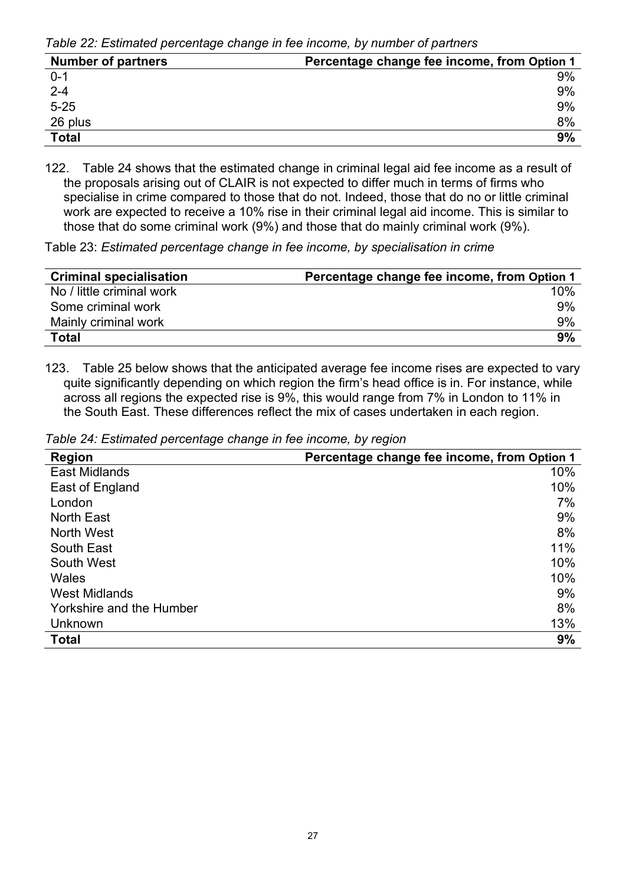*Table 22: Estimated percentage change in fee income, by number of partners*

| Number of partners | Percentage change fee income, from Option 1 |
|---|---|
| 0-1 | 9% |
| 2-4 | 9% |
| 5-25 | 9% |
| 26 plus | 8% |
| **Total** | **9%** |

122. Table 24 shows that the estimated change in criminal legal aid fee income as a result of the proposals arising out of CLAIR is not expected to differ much in terms of firms who specialise in crime compared to those that do not. Indeed, those that do no or little criminal work are expected to receive a 10% rise in their criminal legal aid income. This is similar to those that do some criminal work (9%) and those that do mainly criminal work (9%).

Table 23: *Estimated percentage change in fee income, by specialisation in crime*

| Criminal specialisation | Percentage change fee income, from Option 1 |
|---|---|
| No / little criminal work | 10% |
| Some criminal work | 9% |
| Mainly criminal work | 9% |
| **Total** | **9%** |

123. Table 25 below shows that the anticipated average fee income rises are expected to vary quite significantly depending on which region the firm's head office is in. For instance, while across all regions the expected rise is 9%, this would range from 7% in London to 11% in the South East. These differences reflect the mix of cases undertaken in each region.

*Table 24: Estimated percentage change in fee income, by region*

| Region | Percentage change fee income, from Option 1 |
|---|---|
| East Midlands | 10% |
| East of England | 10% |
| London | 7% |
| North East | 9% |
| North West | 8% |
| South East | 11% |
| South West | 10% |
| Wales | 10% |
| West Midlands | 9% |
| Yorkshire and the Humber | 8% |
| Unknown | 13% |
| **Total** | **9%** |